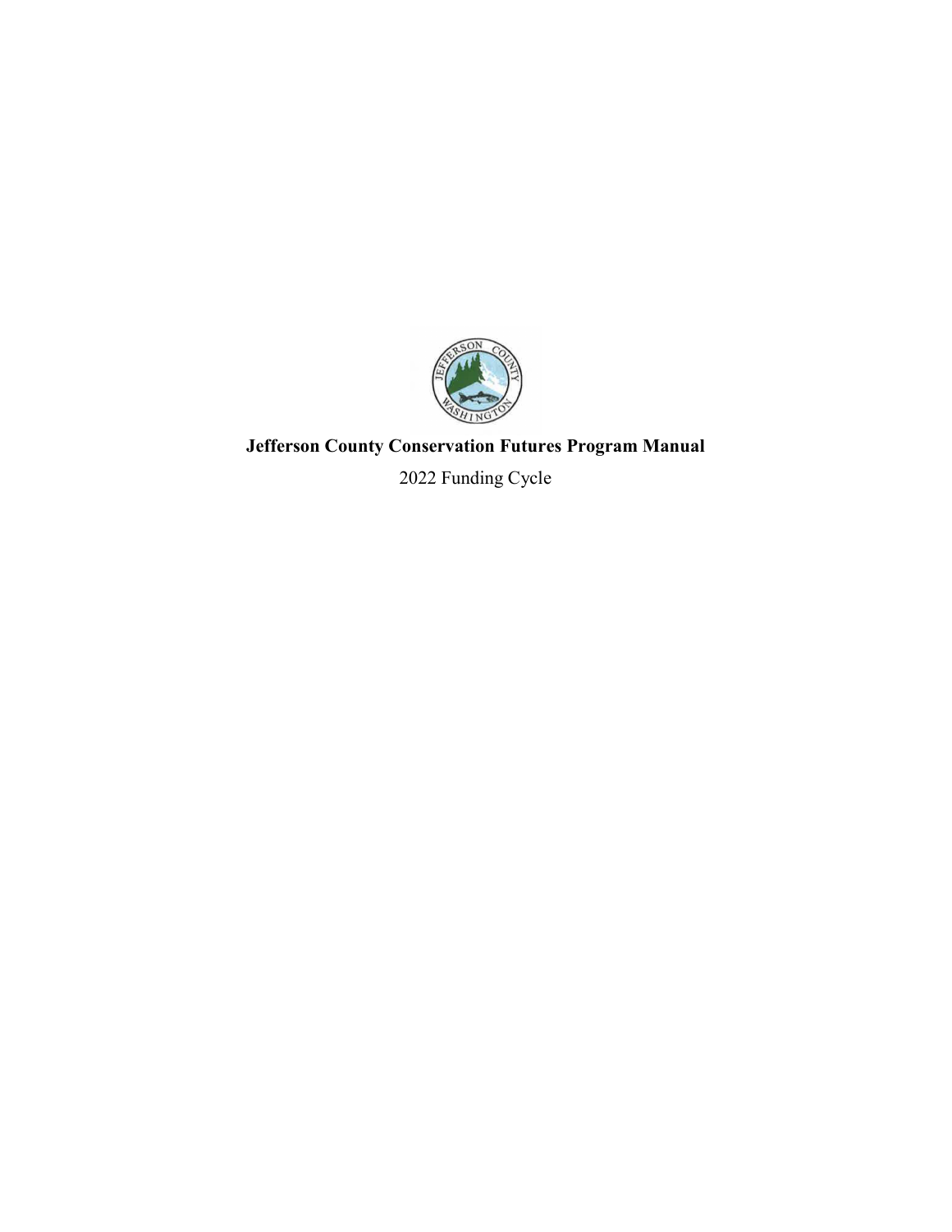# Jefferson County Conservation Futures Program Manual

2022 Funding Cycle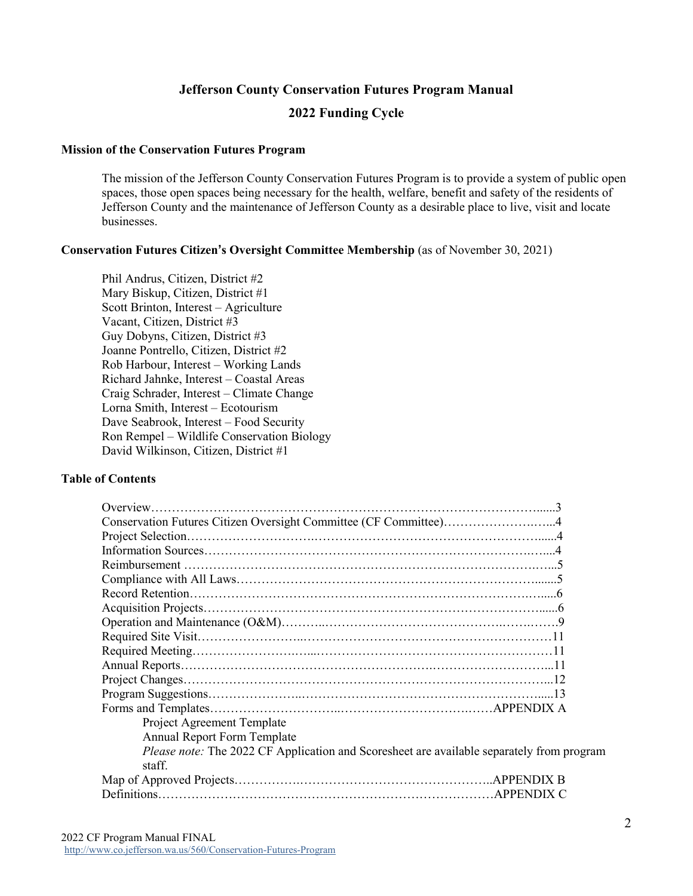# Jefferson County Conservation Futures Program Manual

## 2022 Funding Cycle

### Mission of the Conservation Futures Program

The mission of the Jefferson County Conservation Futures Program is to provide a system of public open spaces, those open spaces being necessary for the health, welfare, benefit and safety of the residents of Jefferson County and the maintenance of Jefferson County as a desirable place to live, visit and locate businesses.

### Conservation Futures Citizen's Oversight Committee Membership (as of November 30, 2021)

Phil Andrus, Citizen, District #2
Mary Biskup, Citizen, District #1
Scott Brinton, Interest – Agriculture
Vacant, Citizen, District #3
Guy Dobyns, Citizen, District #3
Joanne Pontrello, Citizen, District #2
Rob Harbour, Interest – Working Lands
Richard Jahnke, Interest – Coastal Areas
Craig Schrader, Interest – Climate Change
Lorna Smith, Interest – Ecotourism
Dave Seabrook, Interest – Food Security
Ron Rempel – Wildlife Conservation Biology
David Wilkinson, Citizen, District #1

### Table of Contents

| Section | Page |
|---|---|
| Overview | 3 |
| Conservation Futures Citizen Oversight Committee (CF Committee) | 4 |
| Project Selection | 4 |
| Information Sources | 4 |
| Reimbursement | 5 |
| Compliance with All Laws | 5 |
| Record Retention | 6 |
| Acquisition Projects | 6 |
| Operation and Maintenance (O&M) | 9 |
| Required Site Visit | 11 |
| Required Meeting | 11 |
| Annual Reports | 11 |
| Project Changes | 12 |
| Program Suggestions | 13 |
| Forms and Templates | APPENDIX A |
| Project Agreement Template | |
| Annual Report Form Template | |
| *Please note:* The 2022 CF Application and Scoresheet are available separately from program staff. | |
| Map of Approved Projects | APPENDIX B |
| Definitions | APPENDIX C |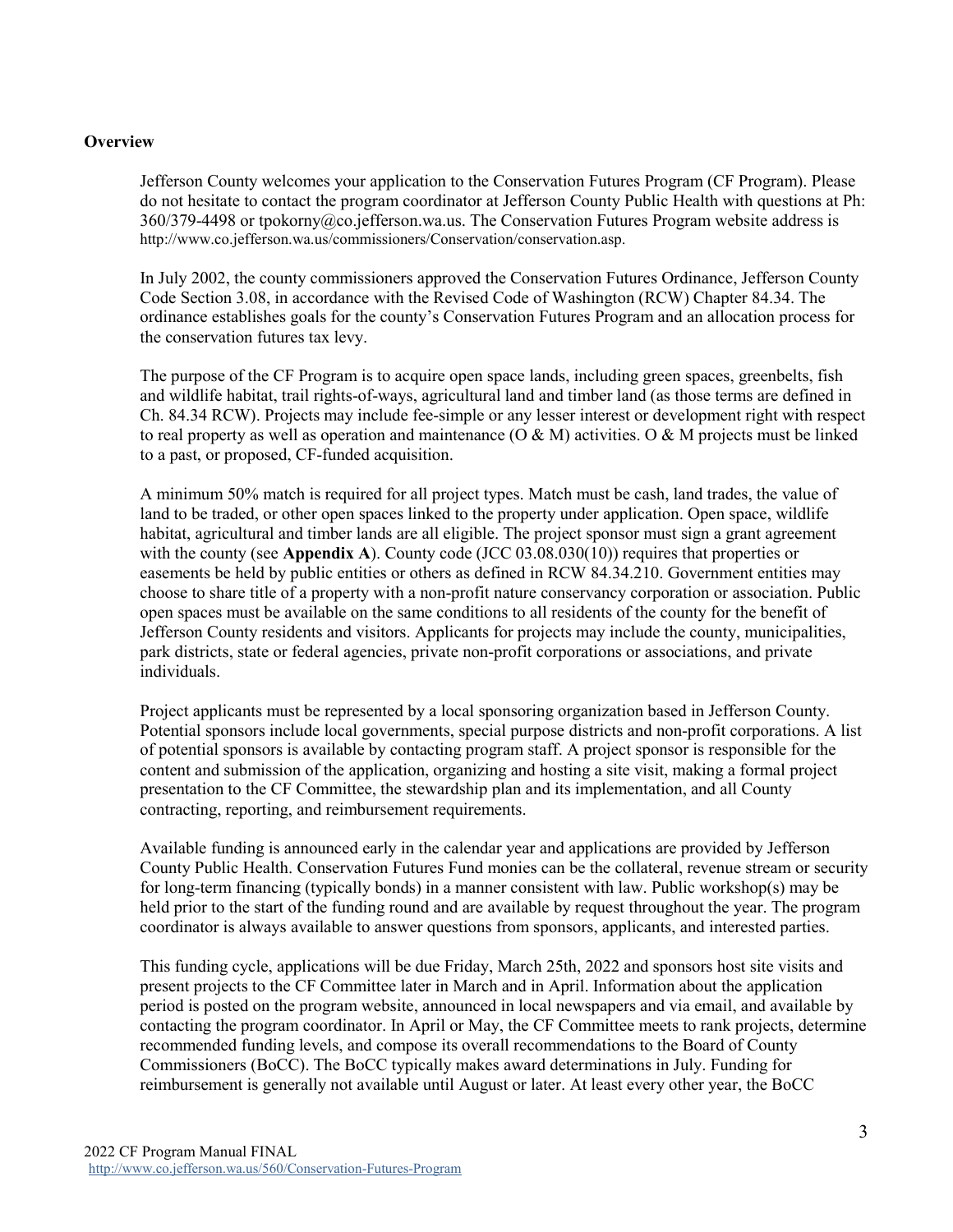## Overview

Jefferson County welcomes your application to the Conservation Futures Program (CF Program). Please do not hesitate to contact the program coordinator at Jefferson County Public Health with questions at Ph: 360/379-4498 or tpokorny@co.jefferson.wa.us. The Conservation Futures Program website address is http://www.co.jefferson.wa.us/commissioners/Conservation/conservation.asp.

In July 2002, the county commissioners approved the Conservation Futures Ordinance, Jefferson County Code Section 3.08, in accordance with the Revised Code of Washington (RCW) Chapter 84.34. The ordinance establishes goals for the county's Conservation Futures Program and an allocation process for the conservation futures tax levy.

The purpose of the CF Program is to acquire open space lands, including green spaces, greenbelts, fish and wildlife habitat, trail rights-of-ways, agricultural land and timber land (as those terms are defined in Ch. 84.34 RCW). Projects may include fee-simple or any lesser interest or development right with respect to real property as well as operation and maintenance (O & M) activities. O & M projects must be linked to a past, or proposed, CF-funded acquisition.

A minimum 50% match is required for all project types. Match must be cash, land trades, the value of land to be traded, or other open spaces linked to the property under application. Open space, wildlife habitat, agricultural and timber lands are all eligible. The project sponsor must sign a grant agreement with the county (see **Appendix A**). County code (JCC 03.08.030(10)) requires that properties or easements be held by public entities or others as defined in RCW 84.34.210. Government entities may choose to share title of a property with a non-profit nature conservancy corporation or association. Public open spaces must be available on the same conditions to all residents of the county for the benefit of Jefferson County residents and visitors. Applicants for projects may include the county, municipalities, park districts, state or federal agencies, private non-profit corporations or associations, and private individuals.

Project applicants must be represented by a local sponsoring organization based in Jefferson County. Potential sponsors include local governments, special purpose districts and non-profit corporations. A list of potential sponsors is available by contacting program staff. A project sponsor is responsible for the content and submission of the application, organizing and hosting a site visit, making a formal project presentation to the CF Committee, the stewardship plan and its implementation, and all County contracting, reporting, and reimbursement requirements.

Available funding is announced early in the calendar year and applications are provided by Jefferson County Public Health. Conservation Futures Fund monies can be the collateral, revenue stream or security for long-term financing (typically bonds) in a manner consistent with law. Public workshop(s) may be held prior to the start of the funding round and are available by request throughout the year. The program coordinator is always available to answer questions from sponsors, applicants, and interested parties.

This funding cycle, applications will be due Friday, March 25th, 2022 and sponsors host site visits and present projects to the CF Committee later in March and in April. Information about the application period is posted on the program website, announced in local newspapers and via email, and available by contacting the program coordinator. In April or May, the CF Committee meets to rank projects, determine recommended funding levels, and compose its overall recommendations to the Board of County Commissioners (BoCC). The BoCC typically makes award determinations in July. Funding for reimbursement is generally not available until August or later. At least every other year, the BoCC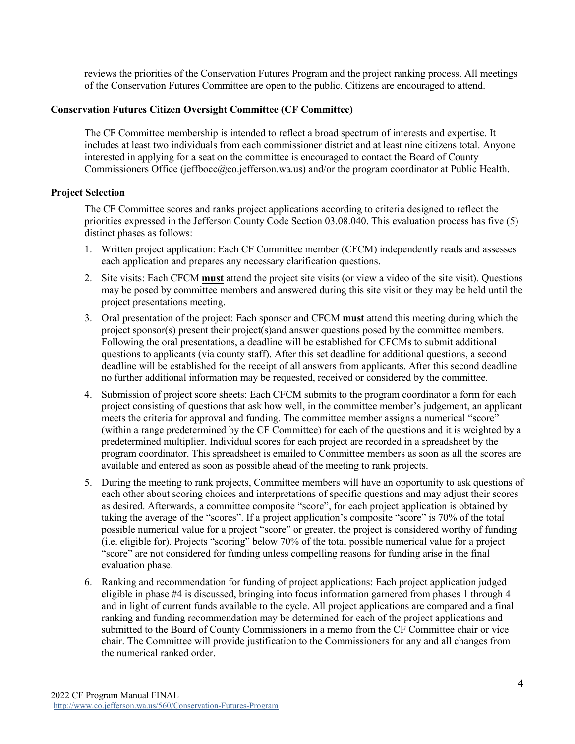reviews the priorities of the Conservation Futures Program and the project ranking process. All meetings of the Conservation Futures Committee are open to the public. Citizens are encouraged to attend.

### Conservation Futures Citizen Oversight Committee (CF Committee)

The CF Committee membership is intended to reflect a broad spectrum of interests and expertise. It includes at least two individuals from each commissioner district and at least nine citizens total. Anyone interested in applying for a seat on the committee is encouraged to contact the Board of County Commissioners Office (jeffbocc@co.jefferson.wa.us) and/or the program coordinator at Public Health.

### Project Selection

The CF Committee scores and ranks project applications according to criteria designed to reflect the priorities expressed in the Jefferson County Code Section 03.08.040. This evaluation process has five (5) distinct phases as follows:

1. Written project application: Each CF Committee member (CFCM) independently reads and assesses each application and prepares any necessary clarification questions.
2. Site visits: Each CFCM **must** attend the project site visits (or view a video of the site visit). Questions may be posed by committee members and answered during this site visit or they may be held until the project presentations meeting.
3. Oral presentation of the project: Each sponsor and CFCM **must** attend this meeting during which the project sponsor(s) present their project(s)and answer questions posed by the committee members. Following the oral presentations, a deadline will be established for CFCMs to submit additional questions to applicants (via county staff). After this set deadline for additional questions, a second deadline will be established for the receipt of all answers from applicants. After this second deadline no further additional information may be requested, received or considered by the committee.
4. Submission of project score sheets: Each CFCM submits to the program coordinator a form for each project consisting of questions that ask how well, in the committee member's judgement, an applicant meets the criteria for approval and funding. The committee member assigns a numerical "score" (within a range predetermined by the CF Committee) for each of the questions and it is weighted by a predetermined multiplier. Individual scores for each project are recorded in a spreadsheet by the program coordinator. This spreadsheet is emailed to Committee members as soon as all the scores are available and entered as soon as possible ahead of the meeting to rank projects.
5. During the meeting to rank projects, Committee members will have an opportunity to ask questions of each other about scoring choices and interpretations of specific questions and may adjust their scores as desired. Afterwards, a committee composite "score", for each project application is obtained by taking the average of the "scores". If a project application's composite "score" is 70% of the total possible numerical value for a project "score" or greater, the project is considered worthy of funding (i.e. eligible for). Projects "scoring" below 70% of the total possible numerical value for a project "score" are not considered for funding unless compelling reasons for funding arise in the final evaluation phase.
6. Ranking and recommendation for funding of project applications: Each project application judged eligible in phase #4 is discussed, bringing into focus information garnered from phases 1 through 4 and in light of current funds available to the cycle. All project applications are compared and a final ranking and funding recommendation may be determined for each of the project applications and submitted to the Board of County Commissioners in a memo from the CF Committee chair or vice chair. The Committee will provide justification to the Commissioners for any and all changes from the numerical ranked order.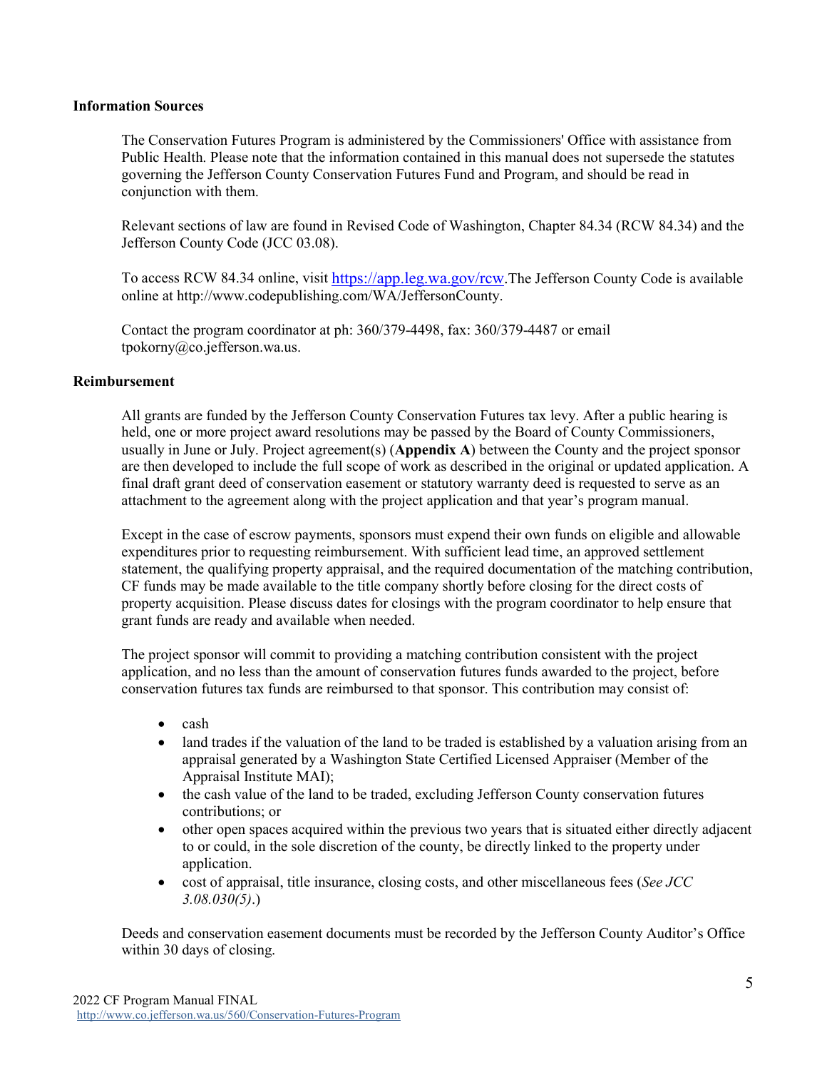**Information Sources**

The Conservation Futures Program is administered by the Commissioners' Office with assistance from Public Health. Please note that the information contained in this manual does not supersede the statutes governing the Jefferson County Conservation Futures Fund and Program, and should be read in conjunction with them.

Relevant sections of law are found in Revised Code of Washington, Chapter 84.34 (RCW 84.34) and the Jefferson County Code (JCC 03.08).

To access RCW 84.34 online, visit https://app.leg.wa.gov/rcw.The Jefferson County Code is available online at http://www.codepublishing.com/WA/JeffersonCounty.

Contact the program coordinator at ph: 360/379-4498, fax: 360/379-4487 or email tpokorny@co.jefferson.wa.us.

**Reimbursement**

All grants are funded by the Jefferson County Conservation Futures tax levy. After a public hearing is held, one or more project award resolutions may be passed by the Board of County Commissioners, usually in June or July. Project agreement(s) (**Appendix A**) between the County and the project sponsor are then developed to include the full scope of work as described in the original or updated application. A final draft grant deed of conservation easement or statutory warranty deed is requested to serve as an attachment to the agreement along with the project application and that year's program manual.

Except in the case of escrow payments, sponsors must expend their own funds on eligible and allowable expenditures prior to requesting reimbursement. With sufficient lead time, an approved settlement statement, the qualifying property appraisal, and the required documentation of the matching contribution, CF funds may be made available to the title company shortly before closing for the direct costs of property acquisition. Please discuss dates for closings with the program coordinator to help ensure that grant funds are ready and available when needed.

The project sponsor will commit to providing a matching contribution consistent with the project application, and no less than the amount of conservation futures funds awarded to the project, before conservation futures tax funds are reimbursed to that sponsor. This contribution may consist of:

- cash
- land trades if the valuation of the land to be traded is established by a valuation arising from an appraisal generated by a Washington State Certified Licensed Appraiser (Member of the Appraisal Institute MAI);
- the cash value of the land to be traded, excluding Jefferson County conservation futures contributions; or
- other open spaces acquired within the previous two years that is situated either directly adjacent to or could, in the sole discretion of the county, be directly linked to the property under application.
- cost of appraisal, title insurance, closing costs, and other miscellaneous fees (*See JCC 3.08.030(5)*.)

Deeds and conservation easement documents must be recorded by the Jefferson County Auditor's Office within 30 days of closing.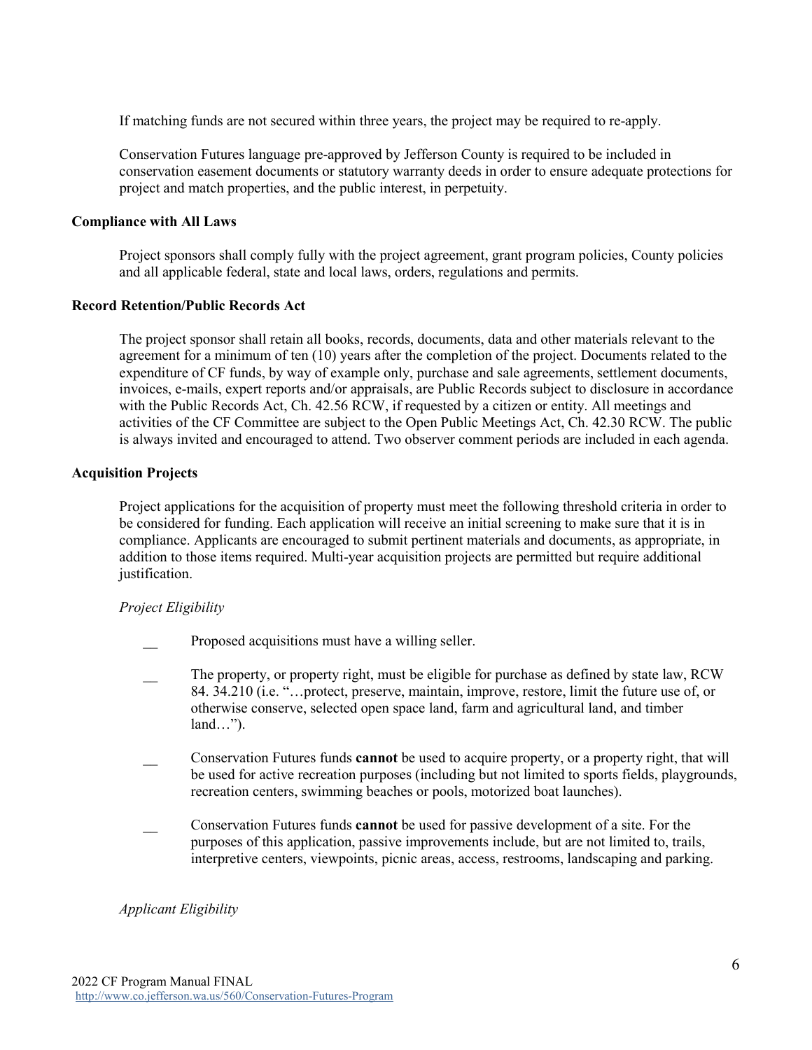If matching funds are not secured within three years, the project may be required to re-apply.

Conservation Futures language pre-approved by Jefferson County is required to be included in conservation easement documents or statutory warranty deeds in order to ensure adequate protections for project and match properties, and the public interest, in perpetuity.

**Compliance with All Laws**

Project sponsors shall comply fully with the project agreement, grant program policies, County policies and all applicable federal, state and local laws, orders, regulations and permits.

**Record Retention/Public Records Act**

The project sponsor shall retain all books, records, documents, data and other materials relevant to the agreement for a minimum of ten (10) years after the completion of the project. Documents related to the expenditure of CF funds, by way of example only, purchase and sale agreements, settlement documents, invoices, e-mails, expert reports and/or appraisals, are Public Records subject to disclosure in accordance with the Public Records Act, Ch. 42.56 RCW, if requested by a citizen or entity. All meetings and activities of the CF Committee are subject to the Open Public Meetings Act, Ch. 42.30 RCW. The public is always invited and encouraged to attend. Two observer comment periods are included in each agenda.

**Acquisition Projects**

Project applications for the acquisition of property must meet the following threshold criteria in order to be considered for funding. Each application will receive an initial screening to make sure that it is in compliance. Applicants are encouraged to submit pertinent materials and documents, as appropriate, in addition to those items required. Multi-year acquisition projects are permitted but require additional justification.

*Project Eligibility*

__ Proposed acquisitions must have a willing seller.

__ The property, or property right, must be eligible for purchase as defined by state law, RCW 84. 34.210 (i.e. "…protect, preserve, maintain, improve, restore, limit the future use of, or otherwise conserve, selected open space land, farm and agricultural land, and timber land…").

__ Conservation Futures funds **cannot** be used to acquire property, or a property right, that will be used for active recreation purposes (including but not limited to sports fields, playgrounds, recreation centers, swimming beaches or pools, motorized boat launches).

__ Conservation Futures funds **cannot** be used for passive development of a site. For the purposes of this application, passive improvements include, but are not limited to, trails, interpretive centers, viewpoints, picnic areas, access, restrooms, landscaping and parking.

*Applicant Eligibility*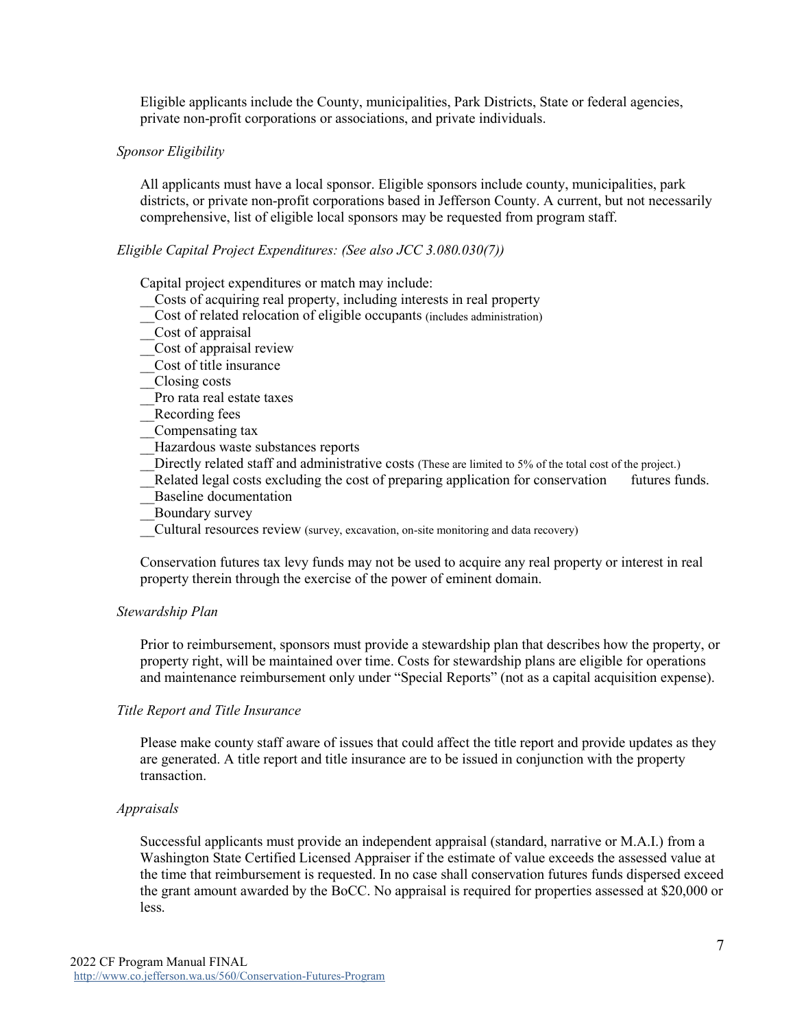Eligible applicants include the County, municipalities, Park Districts, State or federal agencies, private non-profit corporations or associations, and private individuals.

*Sponsor Eligibility*

All applicants must have a local sponsor. Eligible sponsors include county, municipalities, park districts, or private non-profit corporations based in Jefferson County. A current, but not necessarily comprehensive, list of eligible local sponsors may be requested from program staff.

*Eligible Capital Project Expenditures: (See also JCC 3.080.030(7))*

Capital project expenditures or match may include:

__Costs of acquiring real property, including interests in real property
__Cost of related relocation of eligible occupants (includes administration)
__Cost of appraisal
__Cost of appraisal review
__Cost of title insurance
__Closing costs
__Pro rata real estate taxes
__Recording fees
__Compensating tax
__Hazardous waste substances reports
__Directly related staff and administrative costs (These are limited to 5% of the total cost of the project.)
__Related legal costs excluding the cost of preparing application for conservation futures funds.
__Baseline documentation
__Boundary survey
__Cultural resources review (survey, excavation, on-site monitoring and data recovery)

Conservation futures tax levy funds may not be used to acquire any real property or interest in real property therein through the exercise of the power of eminent domain.

*Stewardship Plan*

Prior to reimbursement, sponsors must provide a stewardship plan that describes how the property, or property right, will be maintained over time. Costs for stewardship plans are eligible for operations and maintenance reimbursement only under "Special Reports" (not as a capital acquisition expense).

*Title Report and Title Insurance*

Please make county staff aware of issues that could affect the title report and provide updates as they are generated. A title report and title insurance are to be issued in conjunction with the property transaction.

*Appraisals*

Successful applicants must provide an independent appraisal (standard, narrative or M.A.I.) from a Washington State Certified Licensed Appraiser if the estimate of value exceeds the assessed value at the time that reimbursement is requested. In no case shall conservation futures funds dispersed exceed the grant amount awarded by the BoCC. No appraisal is required for properties assessed at $20,000 or less.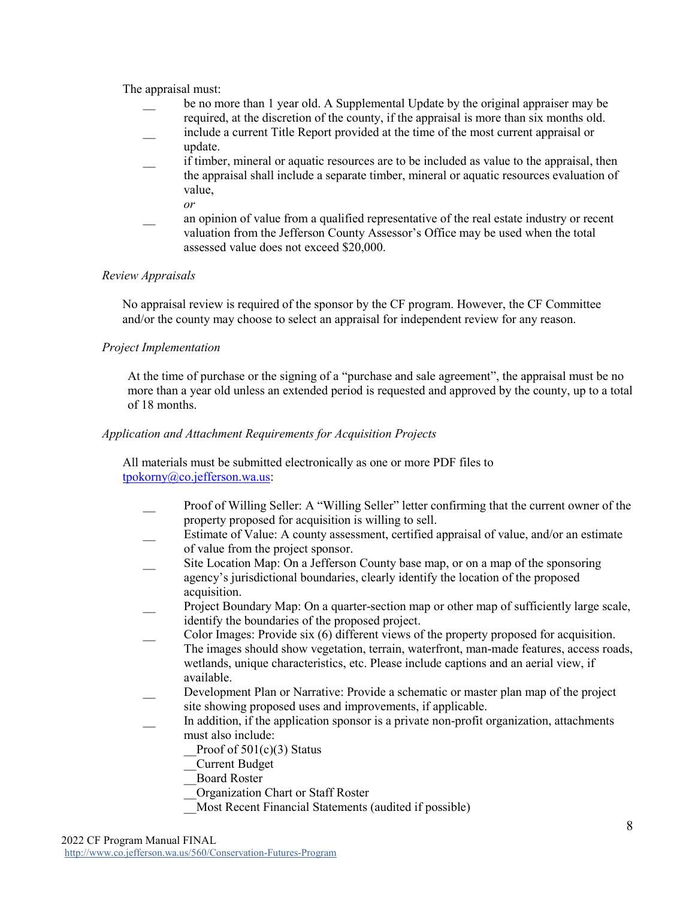The appraisal must:

- __ be no more than 1 year old. A Supplemental Update by the original appraiser may be required, at the discretion of the county, if the appraisal is more than six months old.
- __ include a current Title Report provided at the time of the most current appraisal or update.
- __ if timber, mineral or aquatic resources are to be included as value to the appraisal, then the appraisal shall include a separate timber, mineral or aquatic resources evaluation of value,

  *or*
- __ an opinion of value from a qualified representative of the real estate industry or recent valuation from the Jefferson County Assessor's Office may be used when the total assessed value does not exceed $20,000.

*Review Appraisals*

No appraisal review is required of the sponsor by the CF program. However, the CF Committee and/or the county may choose to select an appraisal for independent review for any reason.

*Project Implementation*

At the time of purchase or the signing of a "purchase and sale agreement", the appraisal must be no more than a year old unless an extended period is requested and approved by the county, up to a total of 18 months.

*Application and Attachment Requirements for Acquisition Projects*

All materials must be submitted electronically as one or more PDF files to [tpokorny@co.jefferson.wa.us](mailto:tpokorny@co.jefferson.wa.us):

- __ Proof of Willing Seller: A "Willing Seller" letter confirming that the current owner of the property proposed for acquisition is willing to sell.
- __ Estimate of Value: A county assessment, certified appraisal of value, and/or an estimate of value from the project sponsor.
- __ Site Location Map: On a Jefferson County base map, or on a map of the sponsoring agency's jurisdictional boundaries, clearly identify the location of the proposed acquisition.
- __ Project Boundary Map: On a quarter-section map or other map of sufficiently large scale, identify the boundaries of the proposed project.
- __ Color Images: Provide six (6) different views of the property proposed for acquisition. The images should show vegetation, terrain, waterfront, man-made features, access roads, wetlands, unique characteristics, etc. Please include captions and an aerial view, if available.
- __ Development Plan or Narrative: Provide a schematic or master plan map of the project site showing proposed uses and improvements, if applicable.
- __ In addition, if the application sponsor is a private non-profit organization, attachments must also include:
  - __Proof of 501(c)(3) Status
  - __Current Budget
  - __Board Roster
  - __Organization Chart or Staff Roster
  - __Most Recent Financial Statements (audited if possible)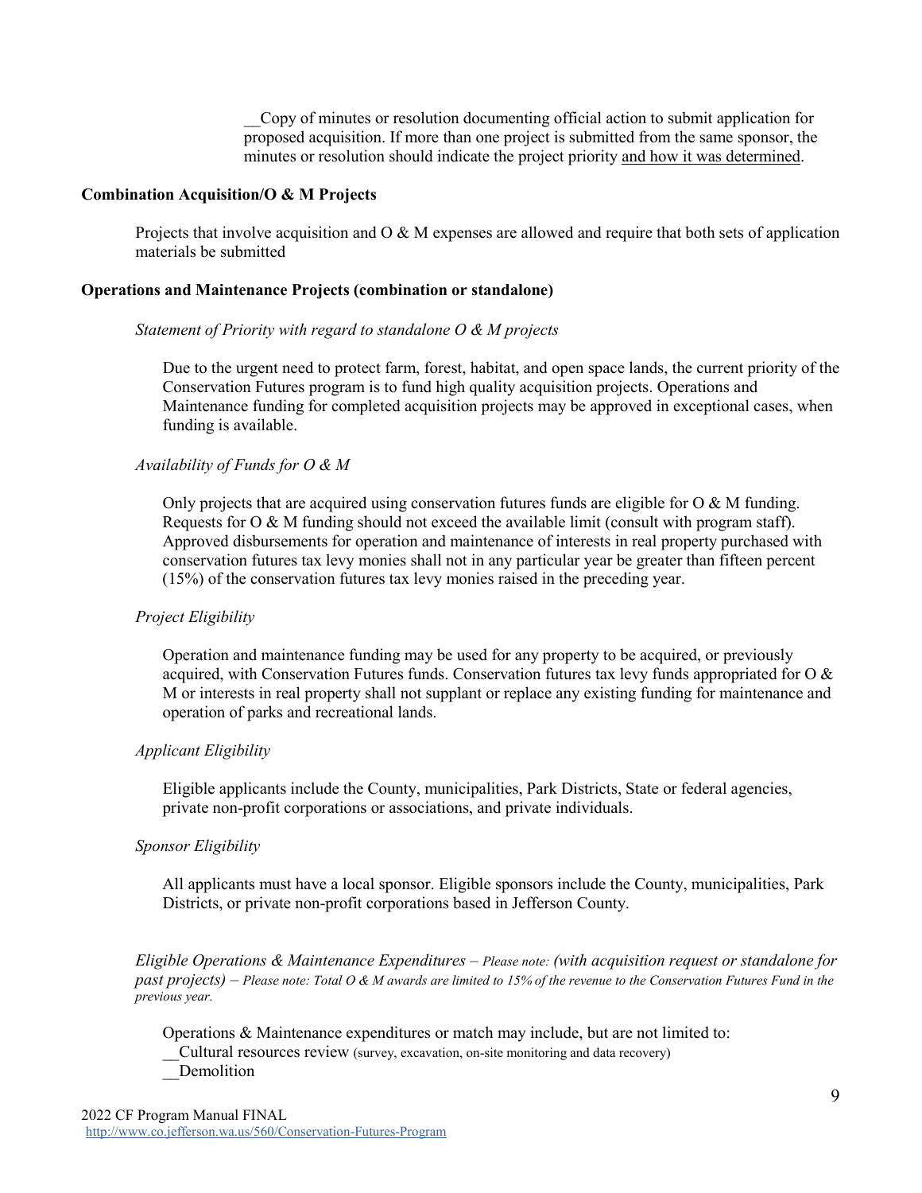__Copy of minutes or resolution documenting official action to submit application for proposed acquisition. If more than one project is submitted from the same sponsor, the minutes or resolution should indicate the project priority <u>and how it was determined</u>.

**Combination Acquisition/O & M Projects**

Projects that involve acquisition and O & M expenses are allowed and require that both sets of application materials be submitted

**Operations and Maintenance Projects (combination or standalone)**

*Statement of Priority with regard to standalone O & M projects*

Due to the urgent need to protect farm, forest, habitat, and open space lands, the current priority of the Conservation Futures program is to fund high quality acquisition projects. Operations and Maintenance funding for completed acquisition projects may be approved in exceptional cases, when funding is available.

*Availability of Funds for O & M*

Only projects that are acquired using conservation futures funds are eligible for O & M funding. Requests for O & M funding should not exceed the available limit (consult with program staff). Approved disbursements for operation and maintenance of interests in real property purchased with conservation futures tax levy monies shall not in any particular year be greater than fifteen percent (15%) of the conservation futures tax levy monies raised in the preceding year.

*Project Eligibility*

Operation and maintenance funding may be used for any property to be acquired, or previously acquired, with Conservation Futures funds. Conservation futures tax levy funds appropriated for O & M or interests in real property shall not supplant or replace any existing funding for maintenance and operation of parks and recreational lands.

*Applicant Eligibility*

Eligible applicants include the County, municipalities, Park Districts, State or federal agencies, private non-profit corporations or associations, and private individuals.

*Sponsor Eligibility*

All applicants must have a local sponsor. Eligible sponsors include the County, municipalities, Park Districts, or private non-profit corporations based in Jefferson County.

*Eligible Operations & Maintenance Expenditures – Please note: (with acquisition request or standalone for past projects) – Please note: Total O & M awards are limited to 15% of the revenue to the Conservation Futures Fund in the previous year.*

Operations & Maintenance expenditures or match may include, but are not limited to:
__Cultural resources review (survey, excavation, on-site monitoring and data recovery)
__Demolition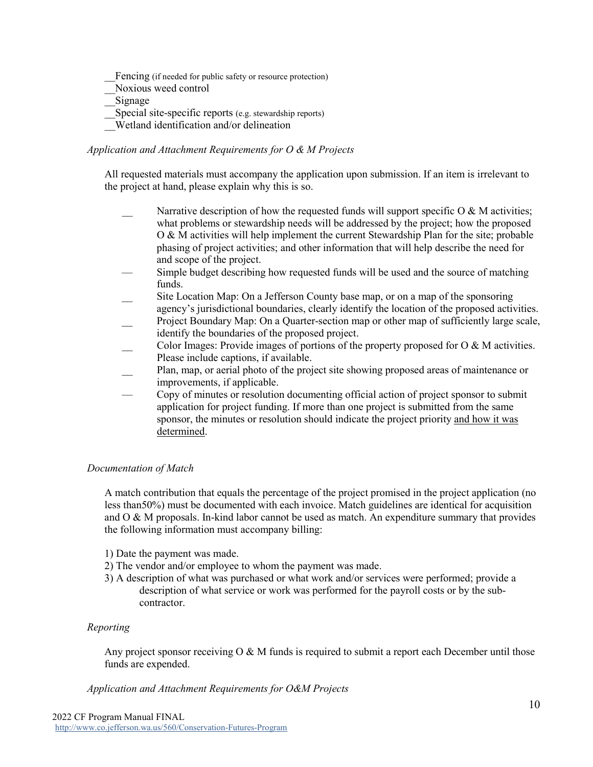__Fencing (if needed for public safety or resource protection)
__Noxious weed control
__Signage
__Special site-specific reports (e.g. stewardship reports)
__Wetland identification and/or delineation

*Application and Attachment Requirements for O & M Projects*

All requested materials must accompany the application upon submission. If an item is irrelevant to the project at hand, please explain why this is so.

- __ Narrative description of how the requested funds will support specific O & M activities; what problems or stewardship needs will be addressed by the project; how the proposed O & M activities will help implement the current Stewardship Plan for the site; probable phasing of project activities; and other information that will help describe the need for and scope of the project.
- — Simple budget describing how requested funds will be used and the source of matching funds.
- __ Site Location Map: On a Jefferson County base map, or on a map of the sponsoring agency's jurisdictional boundaries, clearly identify the location of the proposed activities.
- __ Project Boundary Map: On a Quarter-section map or other map of sufficiently large scale, identify the boundaries of the proposed project.
- __ Color Images: Provide images of portions of the property proposed for O & M activities. Please include captions, if available.
- __ Plan, map, or aerial photo of the project site showing proposed areas of maintenance or improvements, if applicable.
- — Copy of minutes or resolution documenting official action of project sponsor to submit application for project funding. If more than one project is submitted from the same sponsor, the minutes or resolution should indicate the project priority <u>and how it was determined</u>.

*Documentation of Match*

A match contribution that equals the percentage of the project promised in the project application (no less than50%) must be documented with each invoice. Match guidelines are identical for acquisition and O & M proposals. In-kind labor cannot be used as match. An expenditure summary that provides the following information must accompany billing:

1) Date the payment was made.
2) The vendor and/or employee to whom the payment was made.
3) A description of what was purchased or what work and/or services were performed; provide a description of what service or work was performed for the payroll costs or by the sub-contractor.

*Reporting*

Any project sponsor receiving O & M funds is required to submit a report each December until those funds are expended.

*Application and Attachment Requirements for O&M Projects*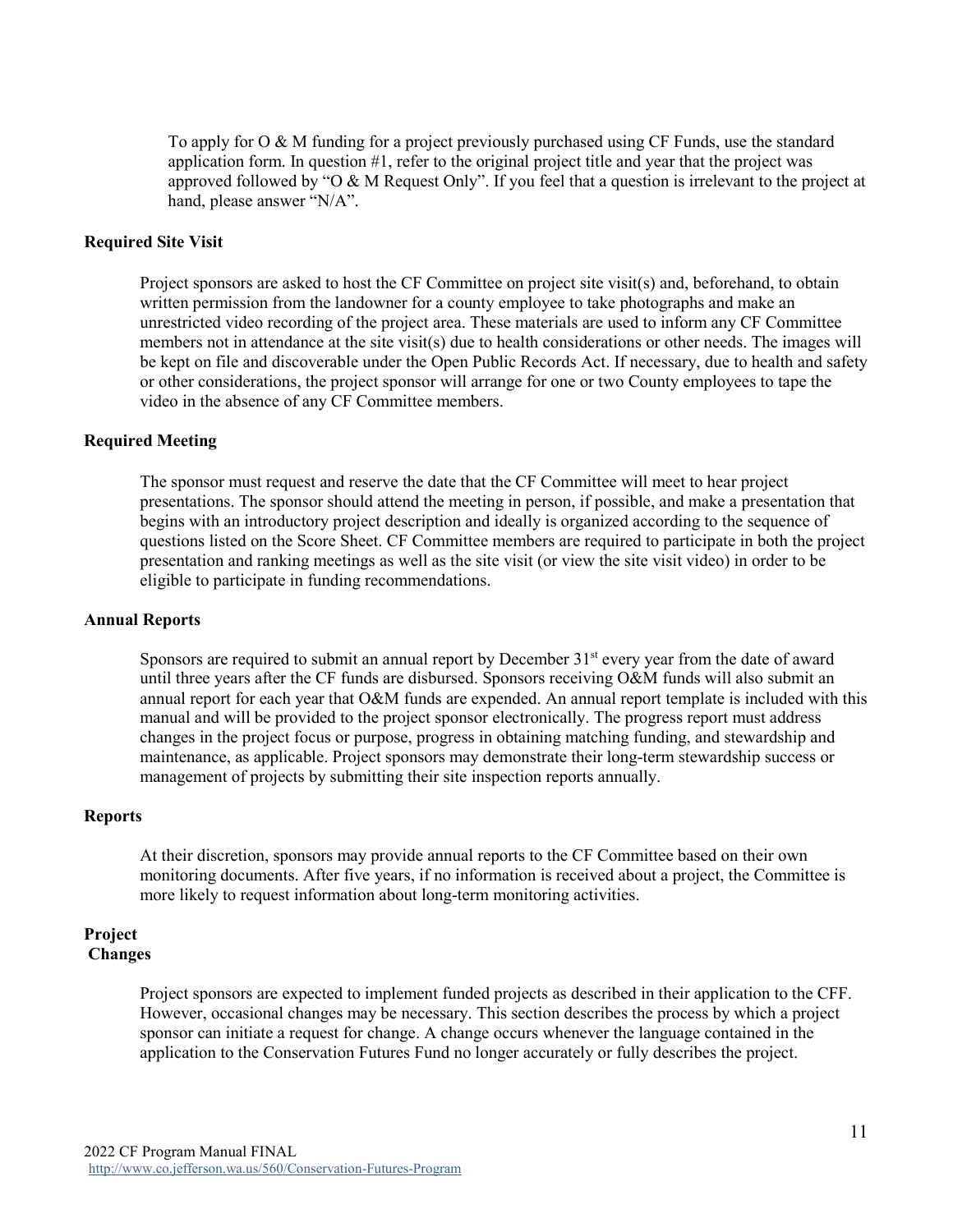To apply for O & M funding for a project previously purchased using CF Funds, use the standard application form. In question #1, refer to the original project title and year that the project was approved followed by "O & M Request Only". If you feel that a question is irrelevant to the project at hand, please answer "N/A".

**Required Site Visit**

Project sponsors are asked to host the CF Committee on project site visit(s) and, beforehand, to obtain written permission from the landowner for a county employee to take photographs and make an unrestricted video recording of the project area. These materials are used to inform any CF Committee members not in attendance at the site visit(s) due to health considerations or other needs. The images will be kept on file and discoverable under the Open Public Records Act. If necessary, due to health and safety or other considerations, the project sponsor will arrange for one or two County employees to tape the video in the absence of any CF Committee members.

**Required Meeting**

The sponsor must request and reserve the date that the CF Committee will meet to hear project presentations. The sponsor should attend the meeting in person, if possible, and make a presentation that begins with an introductory project description and ideally is organized according to the sequence of questions listed on the Score Sheet. CF Committee members are required to participate in both the project presentation and ranking meetings as well as the site visit (or view the site visit video) in order to be eligible to participate in funding recommendations.

**Annual Reports**

Sponsors are required to submit an annual report by December 31st every year from the date of award until three years after the CF funds are disbursed. Sponsors receiving O&M funds will also submit an annual report for each year that O&M funds are expended. An annual report template is included with this manual and will be provided to the project sponsor electronically. The progress report must address changes in the project focus or purpose, progress in obtaining matching funding, and stewardship and maintenance, as applicable. Project sponsors may demonstrate their long-term stewardship success or management of projects by submitting their site inspection reports annually.

**Reports**

At their discretion, sponsors may provide annual reports to the CF Committee based on their own monitoring documents. After five years, if no information is received about a project, the Committee is more likely to request information about long-term monitoring activities.

**Project Changes**

Project sponsors are expected to implement funded projects as described in their application to the CFF. However, occasional changes may be necessary. This section describes the process by which a project sponsor can initiate a request for change. A change occurs whenever the language contained in the application to the Conservation Futures Fund no longer accurately or fully describes the project.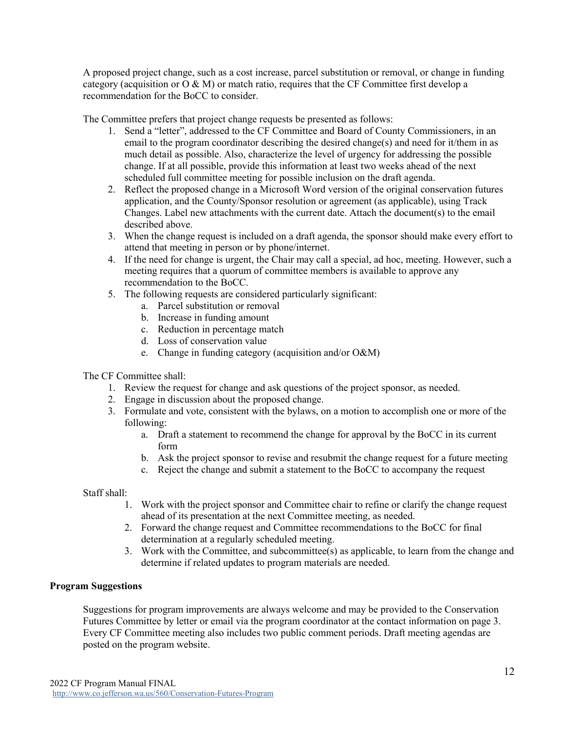A proposed project change, such as a cost increase, parcel substitution or removal, or change in funding category (acquisition or O & M) or match ratio, requires that the CF Committee first develop a recommendation for the BoCC to consider.

The Committee prefers that project change requests be presented as follows:

1. Send a "letter", addressed to the CF Committee and Board of County Commissioners, in an email to the program coordinator describing the desired change(s) and need for it/them in as much detail as possible. Also, characterize the level of urgency for addressing the possible change. If at all possible, provide this information at least two weeks ahead of the next scheduled full committee meeting for possible inclusion on the draft agenda.
2. Reflect the proposed change in a Microsoft Word version of the original conservation futures application, and the County/Sponsor resolution or agreement (as applicable), using Track Changes. Label new attachments with the current date. Attach the document(s) to the email described above.
3. When the change request is included on a draft agenda, the sponsor should make every effort to attend that meeting in person or by phone/internet.
4. If the need for change is urgent, the Chair may call a special, ad hoc, meeting. However, such a meeting requires that a quorum of committee members is available to approve any recommendation to the BoCC.
5. The following requests are considered particularly significant:
   a. Parcel substitution or removal
   b. Increase in funding amount
   c. Reduction in percentage match
   d. Loss of conservation value
   e. Change in funding category (acquisition and/or O&M)

The CF Committee shall:

1. Review the request for change and ask questions of the project sponsor, as needed.
2. Engage in discussion about the proposed change.
3. Formulate and vote, consistent with the bylaws, on a motion to accomplish one or more of the following:
   a. Draft a statement to recommend the change for approval by the BoCC in its current form
   b. Ask the project sponsor to revise and resubmit the change request for a future meeting
   c. Reject the change and submit a statement to the BoCC to accompany the request

Staff shall:

1. Work with the project sponsor and Committee chair to refine or clarify the change request ahead of its presentation at the next Committee meeting, as needed.
2. Forward the change request and Committee recommendations to the BoCC for final determination at a regularly scheduled meeting.
3. Work with the Committee, and subcommittee(s) as applicable, to learn from the change and determine if related updates to program materials are needed.

**Program Suggestions**

Suggestions for program improvements are always welcome and may be provided to the Conservation Futures Committee by letter or email via the program coordinator at the contact information on page 3. Every CF Committee meeting also includes two public comment periods. Draft meeting agendas are posted on the program website.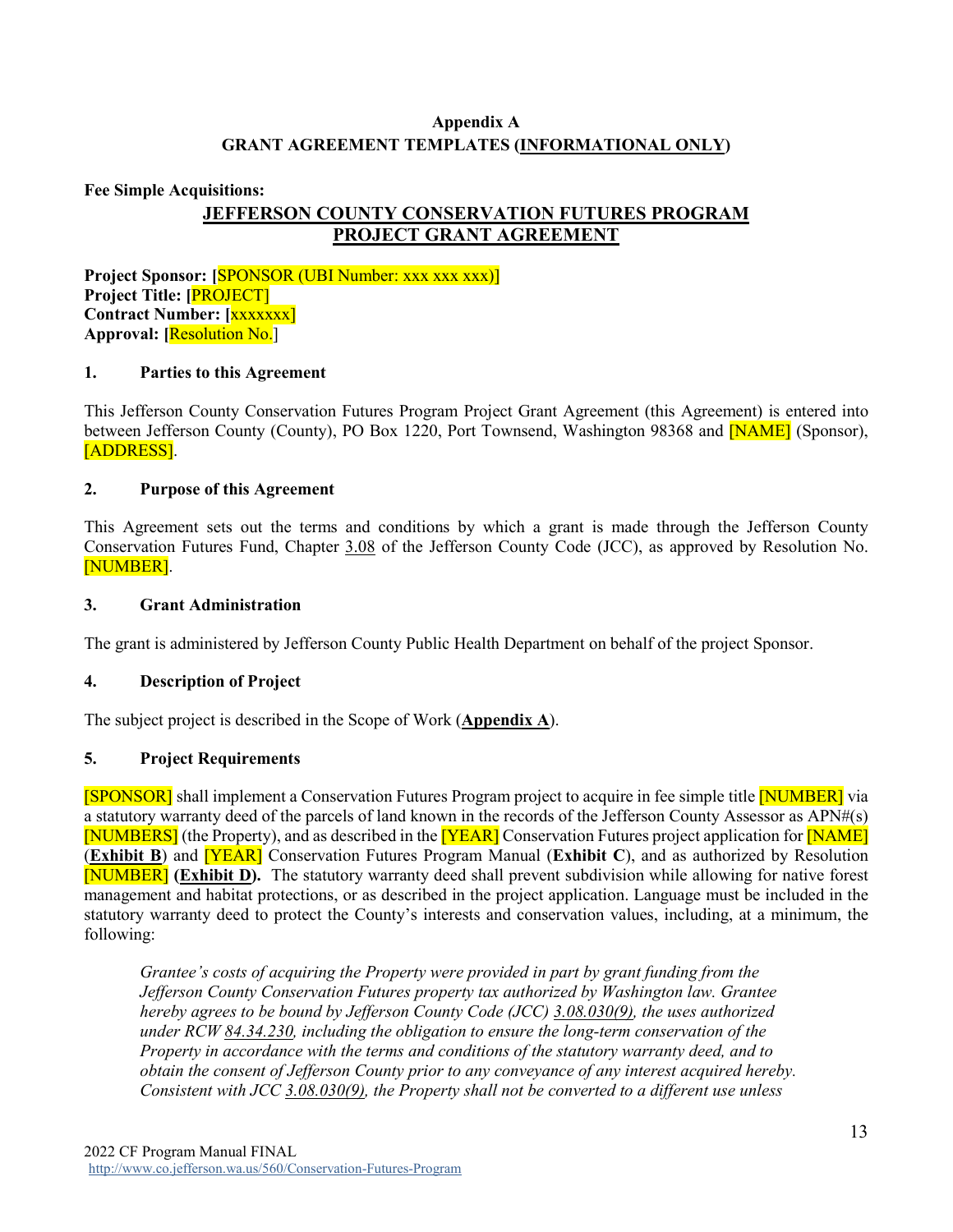**Appendix A**
**GRANT AGREEMENT TEMPLATES (INFORMATIONAL ONLY)**

**Fee Simple Acquisitions:**

## JEFFERSON COUNTY CONSERVATION FUTURES PROGRAM PROJECT GRANT AGREEMENT

**Project Sponsor:** [SPONSOR (UBI Number: xxx xxx xxx)]
**Project Title:** [PROJECT]
**Contract Number:** [xxxxxxx]
**Approval:** [Resolution No.]

### 1. Parties to this Agreement

This Jefferson County Conservation Futures Program Project Grant Agreement (this Agreement) is entered into between Jefferson County (County), PO Box 1220, Port Townsend, Washington 98368 and [NAME] (Sponsor), [ADDRESS].

### 2. Purpose of this Agreement

This Agreement sets out the terms and conditions by which a grant is made through the Jefferson County Conservation Futures Fund, Chapter 3.08 of the Jefferson County Code (JCC), as approved by Resolution No. [NUMBER].

### 3. Grant Administration

The grant is administered by Jefferson County Public Health Department on behalf of the project Sponsor.

### 4. Description of Project

The subject project is described in the Scope of Work (**Appendix A**).

### 5. Project Requirements

[SPONSOR] shall implement a Conservation Futures Program project to acquire in fee simple title [NUMBER] via a statutory warranty deed of the parcels of land known in the records of the Jefferson County Assessor as APN#(s) [NUMBERS] (the Property), and as described in the [YEAR] Conservation Futures project application for [NAME] (**Exhibit B**) and [YEAR] Conservation Futures Program Manual (**Exhibit C**), and as authorized by Resolution [NUMBER] **(Exhibit D).** The statutory warranty deed shall prevent subdivision while allowing for native forest management and habitat protections, or as described in the project application. Language must be included in the statutory warranty deed to protect the County's interests and conservation values, including, at a minimum, the following:

> *Grantee's costs of acquiring the Property were provided in part by grant funding from the Jefferson County Conservation Futures property tax authorized by Washington law. Grantee hereby agrees to be bound by Jefferson County Code (JCC) 3.08.030(9), the uses authorized under RCW 84.34.230, including the obligation to ensure the long-term conservation of the Property in accordance with the terms and conditions of the statutory warranty deed, and to obtain the consent of Jefferson County prior to any conveyance of any interest acquired hereby. Consistent with JCC 3.08.030(9), the Property shall not be converted to a different use unless*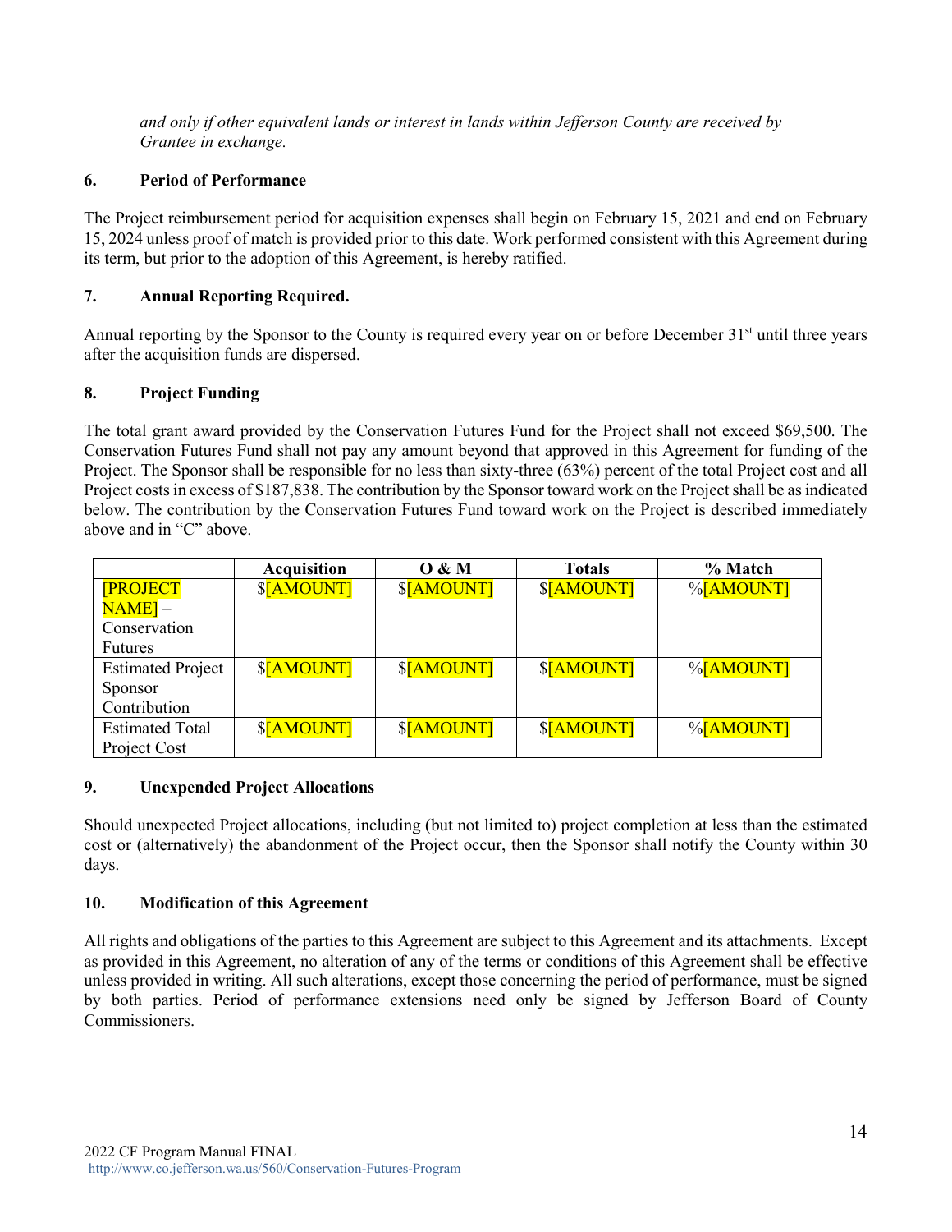*and only if other equivalent lands or interest in lands within Jefferson County are received by Grantee in exchange.*

### 6. Period of Performance

The Project reimbursement period for acquisition expenses shall begin on February 15, 2021 and end on February 15, 2024 unless proof of match is provided prior to this date. Work performed consistent with this Agreement during its term, but prior to the adoption of this Agreement, is hereby ratified.

### 7. Annual Reporting Required.

Annual reporting by the Sponsor to the County is required every year on or before December 31st until three years after the acquisition funds are dispersed.

### 8. Project Funding

The total grant award provided by the Conservation Futures Fund for the Project shall not exceed $69,500. The Conservation Futures Fund shall not pay any amount beyond that approved in this Agreement for funding of the Project. The Sponsor shall be responsible for no less than sixty-three (63%) percent of the total Project cost and all Project costs in excess of $187,838. The contribution by the Sponsor toward work on the Project shall be as indicated below. The contribution by the Conservation Futures Fund toward work on the Project is described immediately above and in "C" above.

| | Acquisition | O & M | Totals | % Match |
|---|---|---|---|---|
| [PROJECT NAME] – Conservation Futures | $[AMOUNT] | $[AMOUNT] | $[AMOUNT] | %[AMOUNT] |
| Estimated Project Sponsor Contribution | $[AMOUNT] | $[AMOUNT] | $[AMOUNT] | %[AMOUNT] |
| Estimated Total Project Cost | $[AMOUNT] | $[AMOUNT] | $[AMOUNT] | %[AMOUNT] |

### 9. Unexpended Project Allocations

Should unexpected Project allocations, including (but not limited to) project completion at less than the estimated cost or (alternatively) the abandonment of the Project occur, then the Sponsor shall notify the County within 30 days.

### 10. Modification of this Agreement

All rights and obligations of the parties to this Agreement are subject to this Agreement and its attachments. Except as provided in this Agreement, no alteration of any of the terms or conditions of this Agreement shall be effective unless provided in writing. All such alterations, except those concerning the period of performance, must be signed by both parties. Period of performance extensions need only be signed by Jefferson Board of County Commissioners.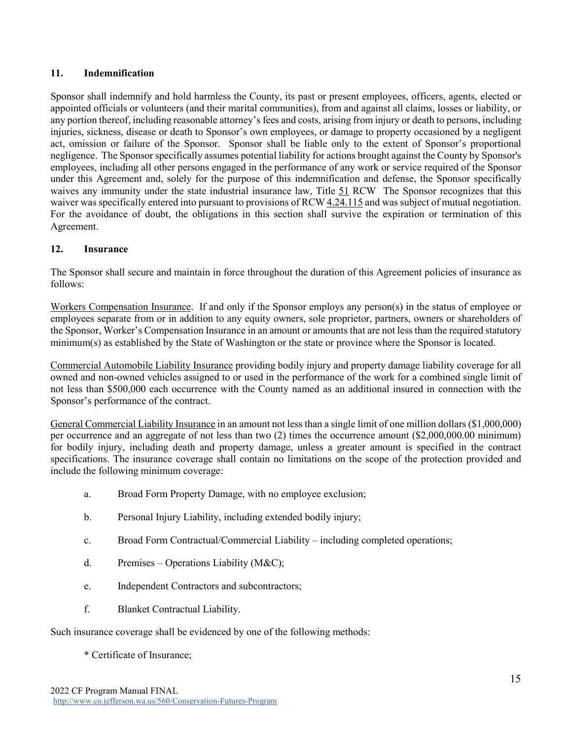## 11. Indemnification

Sponsor shall indemnify and hold harmless the County, its past or present employees, officers, agents, elected or appointed officials or volunteers (and their marital communities), from and against all claims, losses or liability, or any portion thereof, including reasonable attorney's fees and costs, arising from injury or death to persons, including injuries, sickness, disease or death to Sponsor's own employees, or damage to property occasioned by a negligent act, omission or failure of the Sponsor. Sponsor shall be liable only to the extent of Sponsor's proportional negligence. The Sponsor specifically assumes potential liability for actions brought against the County by Sponsor's employees, including all other persons engaged in the performance of any work or service required of the Sponsor under this Agreement and, solely for the purpose of this indemnification and defense, the Sponsor specifically waives any immunity under the state industrial insurance law, Title 51 RCW The Sponsor recognizes that this waiver was specifically entered into pursuant to provisions of RCW 4.24.115 and was subject of mutual negotiation. For the avoidance of doubt, the obligations in this section shall survive the expiration or termination of this Agreement.

## 12. Insurance

The Sponsor shall secure and maintain in force throughout the duration of this Agreement policies of insurance as follows:

Workers Compensation Insurance. If and only if the Sponsor employs any person(s) in the status of employee or employees separate from or in addition to any equity owners, sole proprietor, partners, owners or shareholders of the Sponsor, Worker's Compensation Insurance in an amount or amounts that are not less than the required statutory minimum(s) as established by the State of Washington or the state or province where the Sponsor is located.

Commercial Automobile Liability Insurance providing bodily injury and property damage liability coverage for all owned and non-owned vehicles assigned to or used in the performance of the work for a combined single limit of not less than $500,000 each occurrence with the County named as an additional insured in connection with the Sponsor's performance of the contract.

General Commercial Liability Insurance in an amount not less than a single limit of one million dollars ($1,000,000) per occurrence and an aggregate of not less than two (2) times the occurrence amount ($2,000,000.00 minimum) for bodily injury, including death and property damage, unless a greater amount is specified in the contract specifications. The insurance coverage shall contain no limitations on the scope of the protection provided and include the following minimum coverage:

a. Broad Form Property Damage, with no employee exclusion;

b. Personal Injury Liability, including extended bodily injury;

c. Broad Form Contractual/Commercial Liability – including completed operations;

d. Premises – Operations Liability (M&C);

e. Independent Contractors and subcontractors;

f. Blanket Contractual Liability.

Such insurance coverage shall be evidenced by one of the following methods:

* Certificate of Insurance;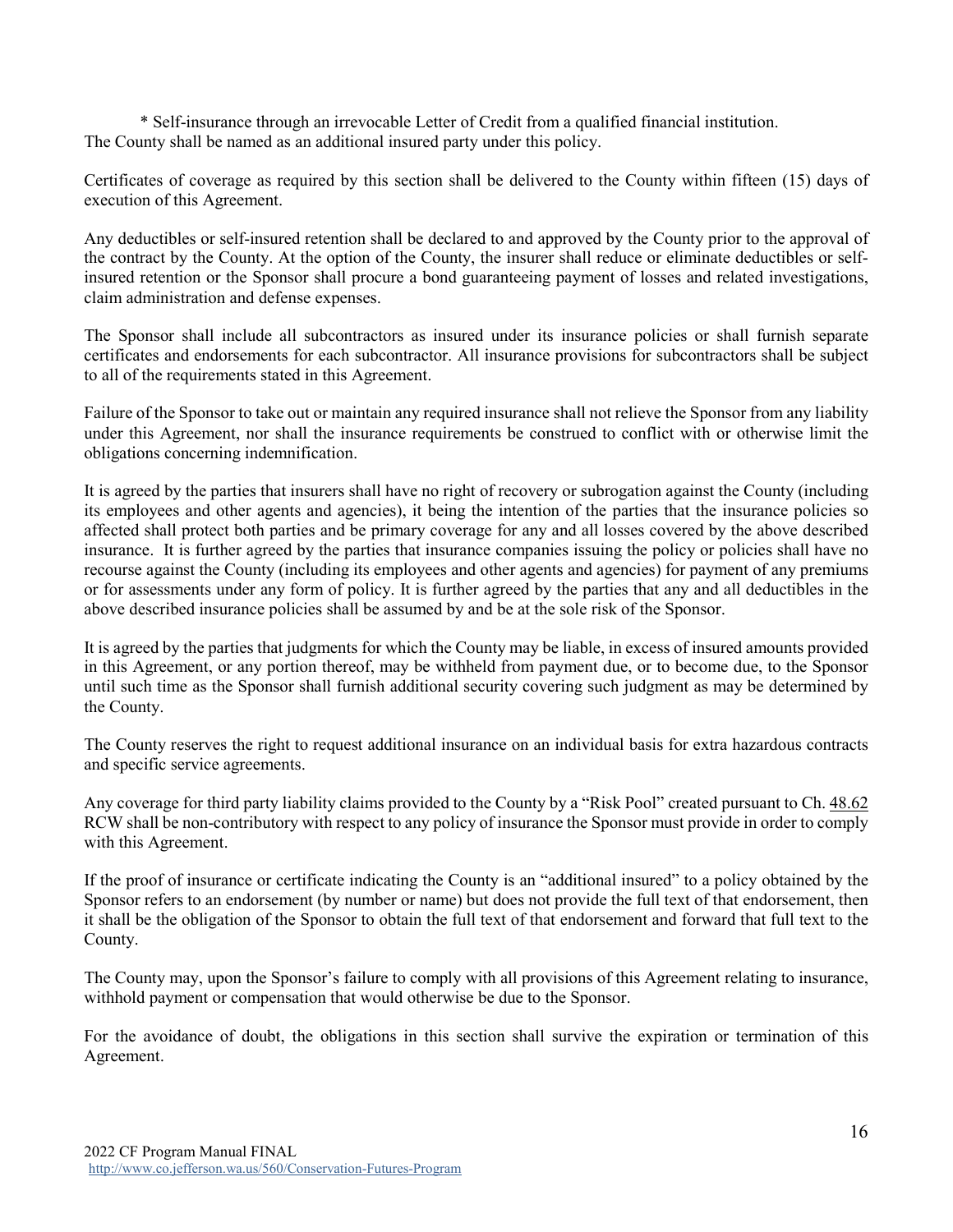* Self-insurance through an irrevocable Letter of Credit from a qualified financial institution.

The County shall be named as an additional insured party under this policy.

Certificates of coverage as required by this section shall be delivered to the County within fifteen (15) days of execution of this Agreement.

Any deductibles or self-insured retention shall be declared to and approved by the County prior to the approval of the contract by the County. At the option of the County, the insurer shall reduce or eliminate deductibles or self-insured retention or the Sponsor shall procure a bond guaranteeing payment of losses and related investigations, claim administration and defense expenses.

The Sponsor shall include all subcontractors as insured under its insurance policies or shall furnish separate certificates and endorsements for each subcontractor. All insurance provisions for subcontractors shall be subject to all of the requirements stated in this Agreement.

Failure of the Sponsor to take out or maintain any required insurance shall not relieve the Sponsor from any liability under this Agreement, nor shall the insurance requirements be construed to conflict with or otherwise limit the obligations concerning indemnification.

It is agreed by the parties that insurers shall have no right of recovery or subrogation against the County (including its employees and other agents and agencies), it being the intention of the parties that the insurance policies so affected shall protect both parties and be primary coverage for any and all losses covered by the above described insurance. It is further agreed by the parties that insurance companies issuing the policy or policies shall have no recourse against the County (including its employees and other agents and agencies) for payment of any premiums or for assessments under any form of policy. It is further agreed by the parties that any and all deductibles in the above described insurance policies shall be assumed by and be at the sole risk of the Sponsor.

It is agreed by the parties that judgments for which the County may be liable, in excess of insured amounts provided in this Agreement, or any portion thereof, may be withheld from payment due, or to become due, to the Sponsor until such time as the Sponsor shall furnish additional security covering such judgment as may be determined by the County.

The County reserves the right to request additional insurance on an individual basis for extra hazardous contracts and specific service agreements.

Any coverage for third party liability claims provided to the County by a "Risk Pool" created pursuant to Ch. 48.62 RCW shall be non-contributory with respect to any policy of insurance the Sponsor must provide in order to comply with this Agreement.

If the proof of insurance or certificate indicating the County is an "additional insured" to a policy obtained by the Sponsor refers to an endorsement (by number or name) but does not provide the full text of that endorsement, then it shall be the obligation of the Sponsor to obtain the full text of that endorsement and forward that full text to the County.

The County may, upon the Sponsor's failure to comply with all provisions of this Agreement relating to insurance, withhold payment or compensation that would otherwise be due to the Sponsor.

For the avoidance of doubt, the obligations in this section shall survive the expiration or termination of this Agreement.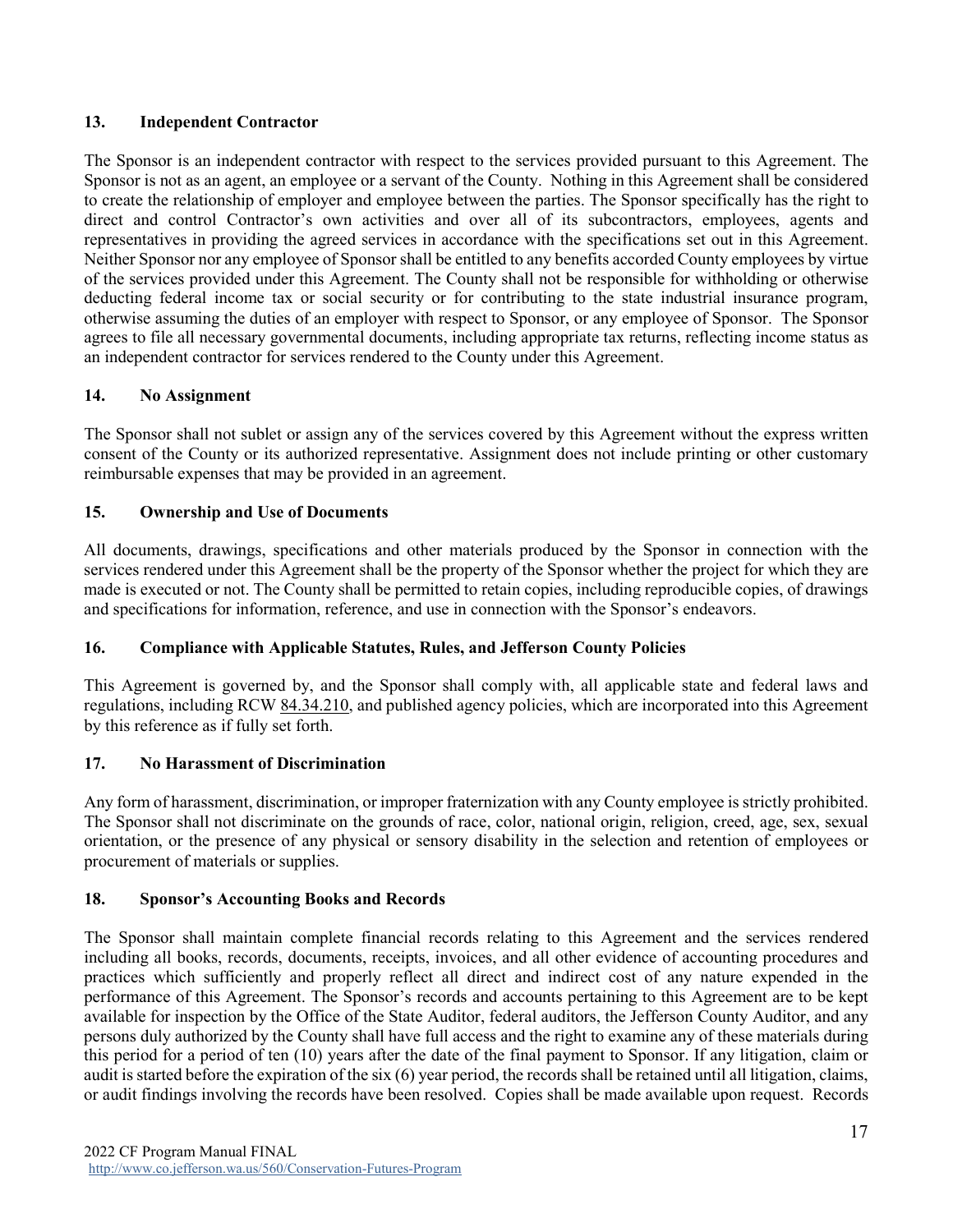## 13. Independent Contractor

The Sponsor is an independent contractor with respect to the services provided pursuant to this Agreement. The Sponsor is not as an agent, an employee or a servant of the County. Nothing in this Agreement shall be considered to create the relationship of employer and employee between the parties. The Sponsor specifically has the right to direct and control Contractor's own activities and over all of its subcontractors, employees, agents and representatives in providing the agreed services in accordance with the specifications set out in this Agreement. Neither Sponsor nor any employee of Sponsor shall be entitled to any benefits accorded County employees by virtue of the services provided under this Agreement. The County shall not be responsible for withholding or otherwise deducting federal income tax or social security or for contributing to the state industrial insurance program, otherwise assuming the duties of an employer with respect to Sponsor, or any employee of Sponsor. The Sponsor agrees to file all necessary governmental documents, including appropriate tax returns, reflecting income status as an independent contractor for services rendered to the County under this Agreement.

## 14. No Assignment

The Sponsor shall not sublet or assign any of the services covered by this Agreement without the express written consent of the County or its authorized representative. Assignment does not include printing or other customary reimbursable expenses that may be provided in an agreement.

## 15. Ownership and Use of Documents

All documents, drawings, specifications and other materials produced by the Sponsor in connection with the services rendered under this Agreement shall be the property of the Sponsor whether the project for which they are made is executed or not. The County shall be permitted to retain copies, including reproducible copies, of drawings and specifications for information, reference, and use in connection with the Sponsor's endeavors.

## 16. Compliance with Applicable Statutes, Rules, and Jefferson County Policies

This Agreement is governed by, and the Sponsor shall comply with, all applicable state and federal laws and regulations, including RCW 84.34.210, and published agency policies, which are incorporated into this Agreement by this reference as if fully set forth.

## 17. No Harassment of Discrimination

Any form of harassment, discrimination, or improper fraternization with any County employee is strictly prohibited. The Sponsor shall not discriminate on the grounds of race, color, national origin, religion, creed, age, sex, sexual orientation, or the presence of any physical or sensory disability in the selection and retention of employees or procurement of materials or supplies.

## 18. Sponsor's Accounting Books and Records

The Sponsor shall maintain complete financial records relating to this Agreement and the services rendered including all books, records, documents, receipts, invoices, and all other evidence of accounting procedures and practices which sufficiently and properly reflect all direct and indirect cost of any nature expended in the performance of this Agreement. The Sponsor's records and accounts pertaining to this Agreement are to be kept available for inspection by the Office of the State Auditor, federal auditors, the Jefferson County Auditor, and any persons duly authorized by the County shall have full access and the right to examine any of these materials during this period for a period of ten (10) years after the date of the final payment to Sponsor. If any litigation, claim or audit is started before the expiration of the six (6) year period, the records shall be retained until all litigation, claims, or audit findings involving the records have been resolved. Copies shall be made available upon request. Records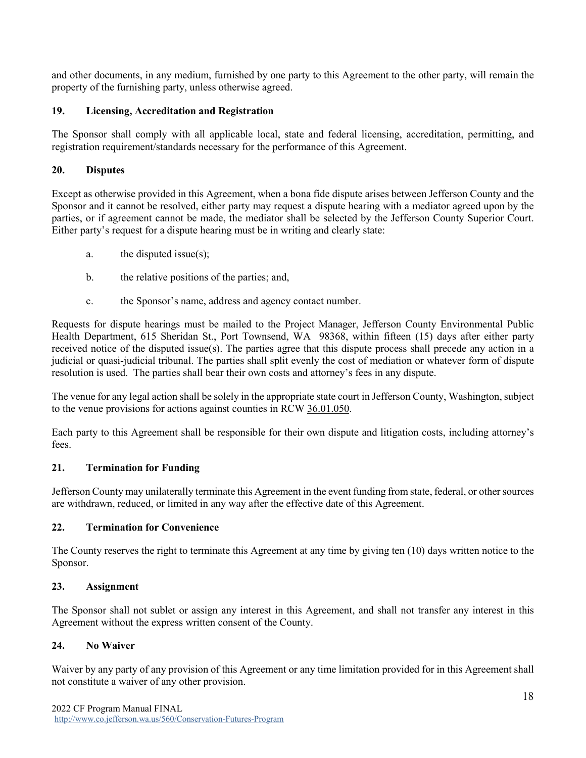and other documents, in any medium, furnished by one party to this Agreement to the other party, will remain the property of the furnishing party, unless otherwise agreed.

**19. Licensing, Accreditation and Registration**

The Sponsor shall comply with all applicable local, state and federal licensing, accreditation, permitting, and registration requirement/standards necessary for the performance of this Agreement.

**20. Disputes**

Except as otherwise provided in this Agreement, when a bona fide dispute arises between Jefferson County and the Sponsor and it cannot be resolved, either party may request a dispute hearing with a mediator agreed upon by the parties, or if agreement cannot be made, the mediator shall be selected by the Jefferson County Superior Court. Either party's request for a dispute hearing must be in writing and clearly state:

a. the disputed issue(s);

b. the relative positions of the parties; and,

c. the Sponsor's name, address and agency contact number.

Requests for dispute hearings must be mailed to the Project Manager, Jefferson County Environmental Public Health Department, 615 Sheridan St., Port Townsend, WA 98368, within fifteen (15) days after either party received notice of the disputed issue(s). The parties agree that this dispute process shall precede any action in a judicial or quasi-judicial tribunal. The parties shall split evenly the cost of mediation or whatever form of dispute resolution is used. The parties shall bear their own costs and attorney's fees in any dispute.

The venue for any legal action shall be solely in the appropriate state court in Jefferson County, Washington, subject to the venue provisions for actions against counties in RCW 36.01.050.

Each party to this Agreement shall be responsible for their own dispute and litigation costs, including attorney's fees.

**21. Termination for Funding**

Jefferson County may unilaterally terminate this Agreement in the event funding from state, federal, or other sources are withdrawn, reduced, or limited in any way after the effective date of this Agreement.

**22. Termination for Convenience**

The County reserves the right to terminate this Agreement at any time by giving ten (10) days written notice to the Sponsor.

**23. Assignment**

The Sponsor shall not sublet or assign any interest in this Agreement, and shall not transfer any interest in this Agreement without the express written consent of the County.

**24. No Waiver**

Waiver by any party of any provision of this Agreement or any time limitation provided for in this Agreement shall not constitute a waiver of any other provision.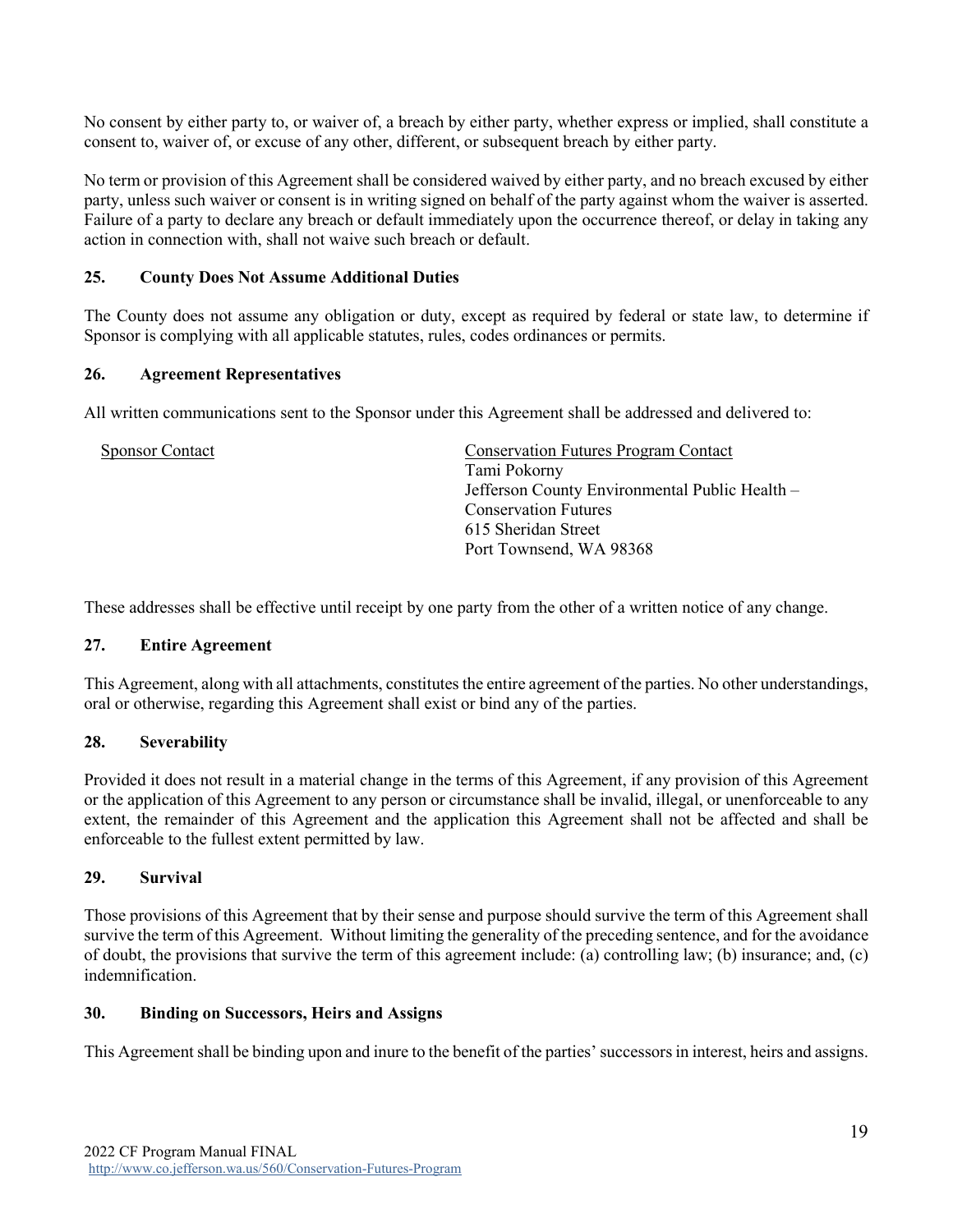No consent by either party to, or waiver of, a breach by either party, whether express or implied, shall constitute a consent to, waiver of, or excuse of any other, different, or subsequent breach by either party.

No term or provision of this Agreement shall be considered waived by either party, and no breach excused by either party, unless such waiver or consent is in writing signed on behalf of the party against whom the waiver is asserted. Failure of a party to declare any breach or default immediately upon the occurrence thereof, or delay in taking any action in connection with, shall not waive such breach or default.

### 25. County Does Not Assume Additional Duties

The County does not assume any obligation or duty, except as required by federal or state law, to determine if Sponsor is complying with all applicable statutes, rules, codes ordinances or permits.

### 26. Agreement Representatives

All written communications sent to the Sponsor under this Agreement shall be addressed and delivered to:

| Sponsor Contact | Conservation Futures Program Contact |
|---|---|
| | Tami Pokorny<br>Jefferson County Environmental Public Health – Conservation Futures<br>615 Sheridan Street<br>Port Townsend, WA 98368 |

These addresses shall be effective until receipt by one party from the other of a written notice of any change.

### 27. Entire Agreement

This Agreement, along with all attachments, constitutes the entire agreement of the parties. No other understandings, oral or otherwise, regarding this Agreement shall exist or bind any of the parties.

### 28. Severability

Provided it does not result in a material change in the terms of this Agreement, if any provision of this Agreement or the application of this Agreement to any person or circumstance shall be invalid, illegal, or unenforceable to any extent, the remainder of this Agreement and the application this Agreement shall not be affected and shall be enforceable to the fullest extent permitted by law.

### 29. Survival

Those provisions of this Agreement that by their sense and purpose should survive the term of this Agreement shall survive the term of this Agreement. Without limiting the generality of the preceding sentence, and for the avoidance of doubt, the provisions that survive the term of this agreement include: (a) controlling law; (b) insurance; and, (c) indemnification.

### 30. Binding on Successors, Heirs and Assigns

This Agreement shall be binding upon and inure to the benefit of the parties' successors in interest, heirs and assigns.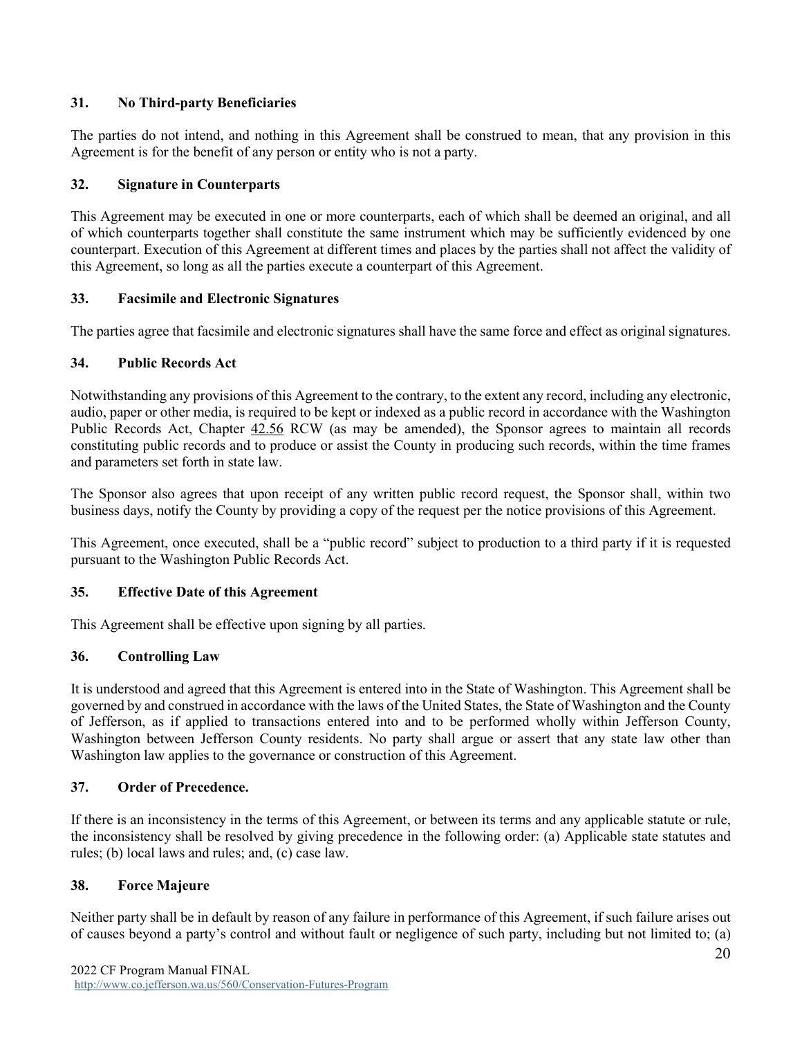### 31. No Third-party Beneficiaries

The parties do not intend, and nothing in this Agreement shall be construed to mean, that any provision in this Agreement is for the benefit of any person or entity who is not a party.

### 32. Signature in Counterparts

This Agreement may be executed in one or more counterparts, each of which shall be deemed an original, and all of which counterparts together shall constitute the same instrument which may be sufficiently evidenced by one counterpart. Execution of this Agreement at different times and places by the parties shall not affect the validity of this Agreement, so long as all the parties execute a counterpart of this Agreement.

### 33. Facsimile and Electronic Signatures

The parties agree that facsimile and electronic signatures shall have the same force and effect as original signatures.

### 34. Public Records Act

Notwithstanding any provisions of this Agreement to the contrary, to the extent any record, including any electronic, audio, paper or other media, is required to be kept or indexed as a public record in accordance with the Washington Public Records Act, Chapter 42.56 RCW (as may be amended), the Sponsor agrees to maintain all records constituting public records and to produce or assist the County in producing such records, within the time frames and parameters set forth in state law.

The Sponsor also agrees that upon receipt of any written public record request, the Sponsor shall, within two business days, notify the County by providing a copy of the request per the notice provisions of this Agreement.

This Agreement, once executed, shall be a "public record" subject to production to a third party if it is requested pursuant to the Washington Public Records Act.

### 35. Effective Date of this Agreement

This Agreement shall be effective upon signing by all parties.

### 36. Controlling Law

It is understood and agreed that this Agreement is entered into in the State of Washington. This Agreement shall be governed by and construed in accordance with the laws of the United States, the State of Washington and the County of Jefferson, as if applied to transactions entered into and to be performed wholly within Jefferson County, Washington between Jefferson County residents. No party shall argue or assert that any state law other than Washington law applies to the governance or construction of this Agreement.

### 37. Order of Precedence.

If there is an inconsistency in the terms of this Agreement, or between its terms and any applicable statute or rule, the inconsistency shall be resolved by giving precedence in the following order: (a) Applicable state statutes and rules; (b) local laws and rules; and, (c) case law.

### 38. Force Majeure

Neither party shall be in default by reason of any failure in performance of this Agreement, if such failure arises out of causes beyond a party's control and without fault or negligence of such party, including but not limited to; (a)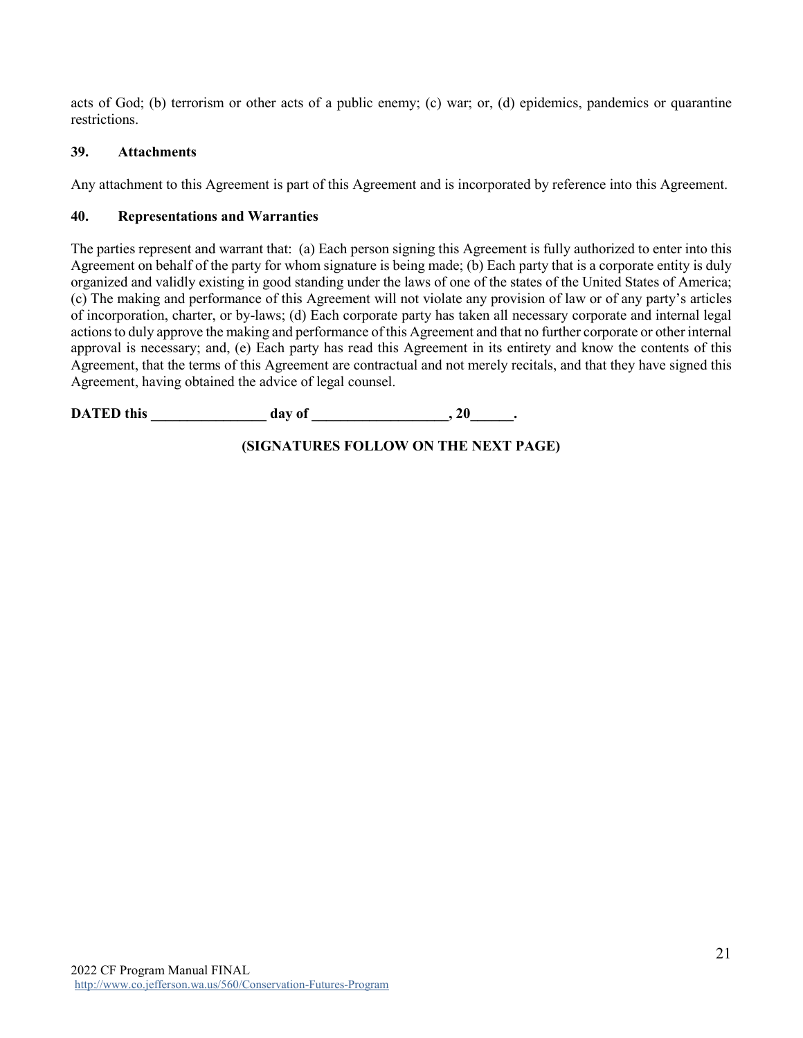acts of God; (b) terrorism or other acts of a public enemy; (c) war; or, (d) epidemics, pandemics or quarantine restrictions.

**39. Attachments**

Any attachment to this Agreement is part of this Agreement and is incorporated by reference into this Agreement.

**40. Representations and Warranties**

The parties represent and warrant that: (a) Each person signing this Agreement is fully authorized to enter into this Agreement on behalf of the party for whom signature is being made; (b) Each party that is a corporate entity is duly organized and validly existing in good standing under the laws of one of the states of the United States of America; (c) The making and performance of this Agreement will not violate any provision of law or of any party's articles of incorporation, charter, or by-laws; (d) Each corporate party has taken all necessary corporate and internal legal actions to duly approve the making and performance of this Agreement and that no further corporate or other internal approval is necessary; and, (e) Each party has read this Agreement in its entirety and know the contents of this Agreement, that the terms of this Agreement are contractual and not merely recitals, and that they have signed this Agreement, having obtained the advice of legal counsel.

**DATED this ________________ day of ___________________, 20______.**

**(SIGNATURES FOLLOW ON THE NEXT PAGE)**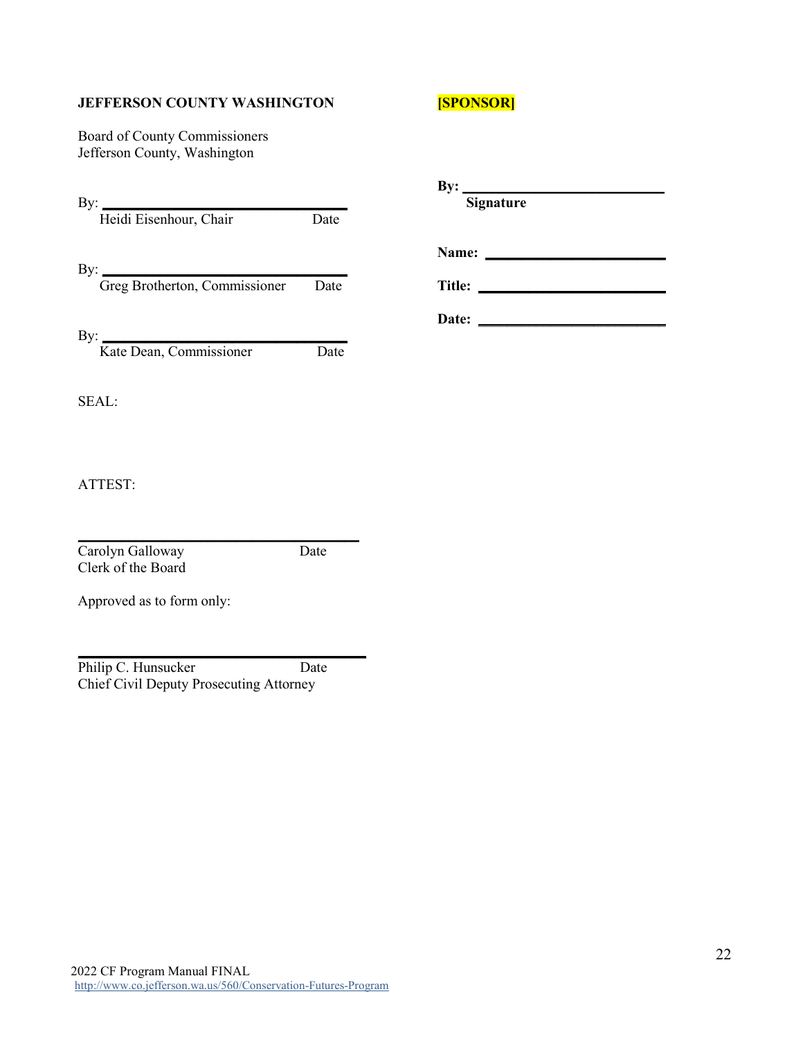**JEFFERSON COUNTY WASHINGTON**

Board of County Commissioners
Jefferson County, Washington

By: ______________________________
Heidi Eisenhour, Chair Date

By: ______________________________
Greg Brotherton, Commissioner Date

By: ______________________________
Kate Dean, Commissioner Date

SEAL:

ATTEST:

______________________________
Carolyn Galloway Date
Clerk of the Board

Approved as to form only:

______________________________
Philip C. Hunsucker Date
Chief Civil Deputy Prosecuting Attorney

**[SPONSOR]**

**By:** ______________________________
**Signature**

**Name:** ______________________________

**Title:** ______________________________

**Date:** ______________________________

2022 CF Program Manual FINAL
http://www.co.jefferson.wa.us/560/Conservation-Futures-Program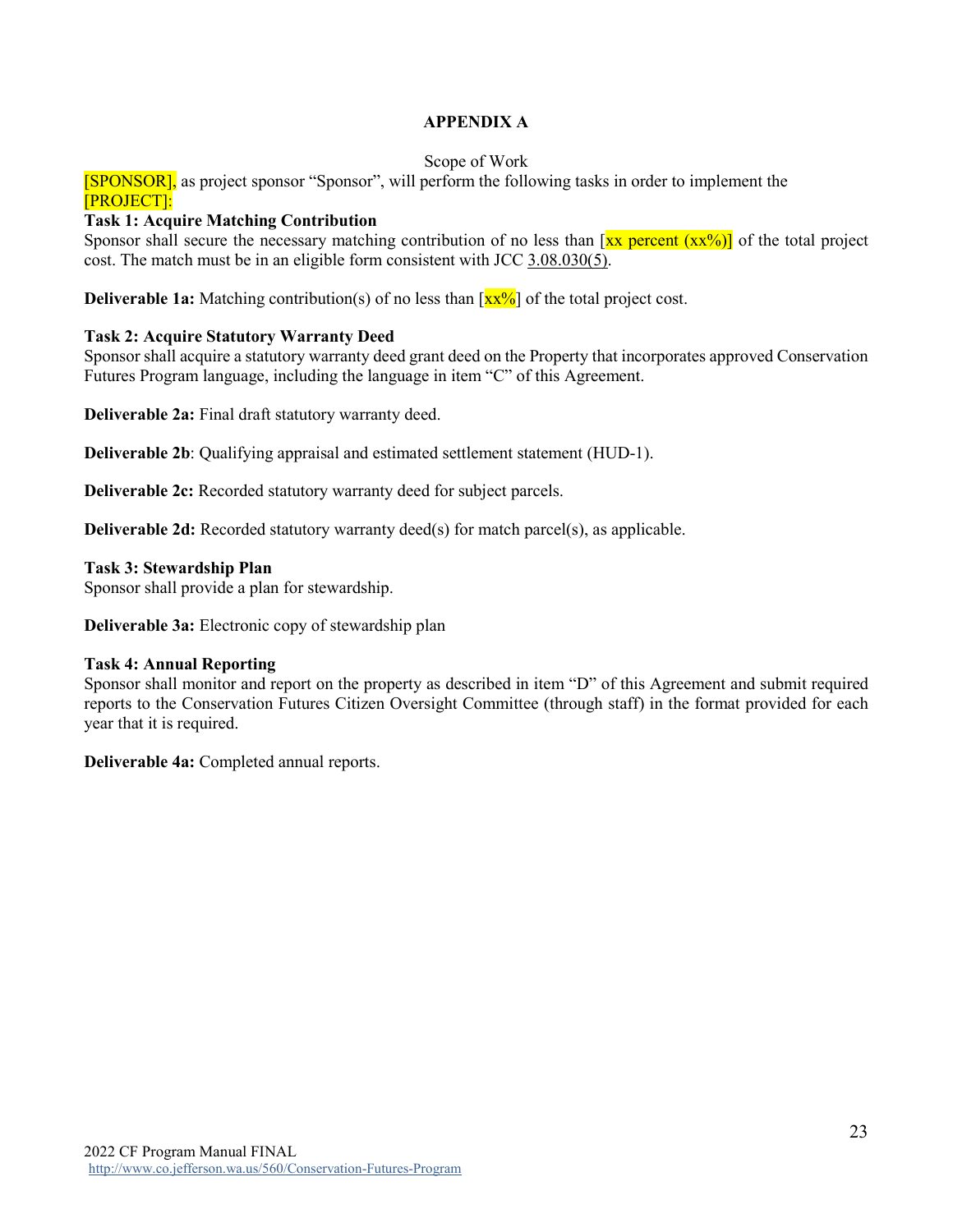# APPENDIX A

Scope of Work

[SPONSOR], as project sponsor "Sponsor", will perform the following tasks in order to implement the [PROJECT]:

**Task 1: Acquire Matching Contribution**

Sponsor shall secure the necessary matching contribution of no less than [xx percent (xx%)] of the total project cost. The match must be in an eligible form consistent with JCC 3.08.030(5).

**Deliverable 1a:** Matching contribution(s) of no less than [xx%] of the total project cost.

**Task 2: Acquire Statutory Warranty Deed**

Sponsor shall acquire a statutory warranty deed grant deed on the Property that incorporates approved Conservation Futures Program language, including the language in item "C" of this Agreement.

**Deliverable 2a:** Final draft statutory warranty deed.

**Deliverable 2b**: Qualifying appraisal and estimated settlement statement (HUD-1).

**Deliverable 2c:** Recorded statutory warranty deed for subject parcels.

**Deliverable 2d:** Recorded statutory warranty deed(s) for match parcel(s), as applicable.

**Task 3: Stewardship Plan**

Sponsor shall provide a plan for stewardship.

**Deliverable 3a:** Electronic copy of stewardship plan

**Task 4: Annual Reporting**

Sponsor shall monitor and report on the property as described in item "D" of this Agreement and submit required reports to the Conservation Futures Citizen Oversight Committee (through staff) in the format provided for each year that it is required.

**Deliverable 4a:** Completed annual reports.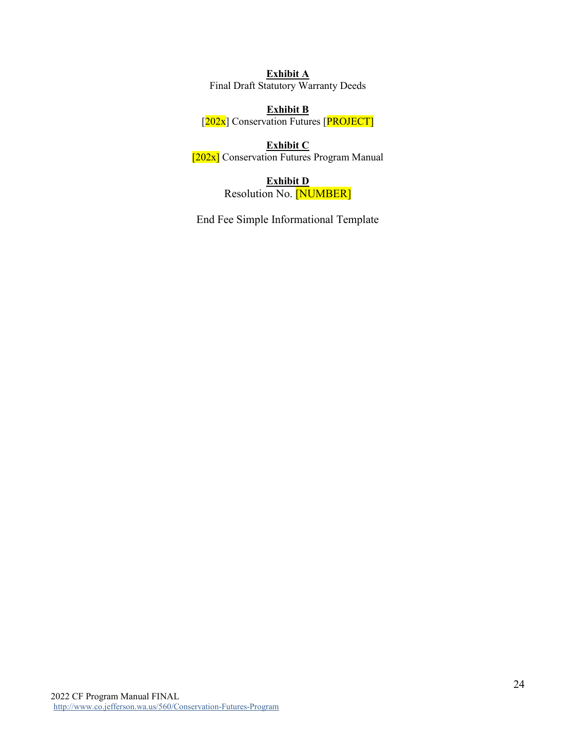**Exhibit A**
Final Draft Statutory Warranty Deeds

**Exhibit B**
[202x] Conservation Futures [PROJECT]

**Exhibit C**
[202x] Conservation Futures Program Manual

**Exhibit D**
Resolution No. [NUMBER]

End Fee Simple Informational Template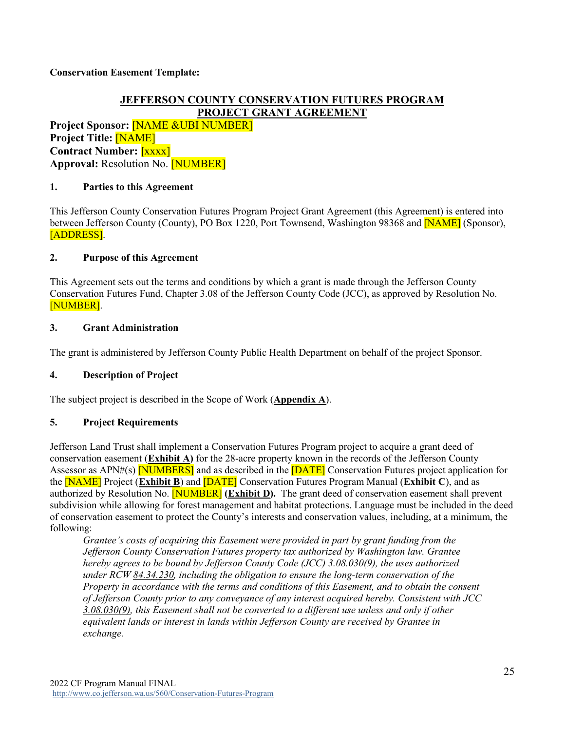**Conservation Easement Template:**

## JEFFERSON COUNTY CONSERVATION FUTURES PROGRAM PROJECT GRANT AGREEMENT

**Project Sponsor:** [NAME &UBI NUMBER]
**Project Title:** [NAME]
**Contract Number:** [xxxx]
**Approval:** Resolution No. [NUMBER]

### 1. Parties to this Agreement

This Jefferson County Conservation Futures Program Project Grant Agreement (this Agreement) is entered into between Jefferson County (County), PO Box 1220, Port Townsend, Washington 98368 and [NAME] (Sponsor), [ADDRESS].

### 2. Purpose of this Agreement

This Agreement sets out the terms and conditions by which a grant is made through the Jefferson County Conservation Futures Fund, Chapter 3.08 of the Jefferson County Code (JCC), as approved by Resolution No. [NUMBER].

### 3. Grant Administration

The grant is administered by Jefferson County Public Health Department on behalf of the project Sponsor.

### 4. Description of Project

The subject project is described in the Scope of Work (**Appendix A**).

### 5. Project Requirements

Jefferson Land Trust shall implement a Conservation Futures Program project to acquire a grant deed of conservation easement (**Exhibit A)** for the 28-acre property known in the records of the Jefferson County Assessor as APN#(s) [NUMBERS] and as described in the [DATE] Conservation Futures project application for the [NAME] Project (**Exhibit B**) and [DATE] Conservation Futures Program Manual (**Exhibit C**), and as authorized by Resolution No. [NUMBER] **(Exhibit D).** The grant deed of conservation easement shall prevent subdivision while allowing for forest management and habitat protections. Language must be included in the deed of conservation easement to protect the County's interests and conservation values, including, at a minimum, the following:

> *Grantee's costs of acquiring this Easement were provided in part by grant funding from the Jefferson County Conservation Futures property tax authorized by Washington law. Grantee hereby agrees to be bound by Jefferson County Code (JCC) 3.08.030(9), the uses authorized under RCW 84.34.230, including the obligation to ensure the long-term conservation of the Property in accordance with the terms and conditions of this Easement, and to obtain the consent of Jefferson County prior to any conveyance of any interest acquired hereby. Consistent with JCC 3.08.030(9), this Easement shall not be converted to a different use unless and only if other equivalent lands or interest in lands within Jefferson County are received by Grantee in exchange.*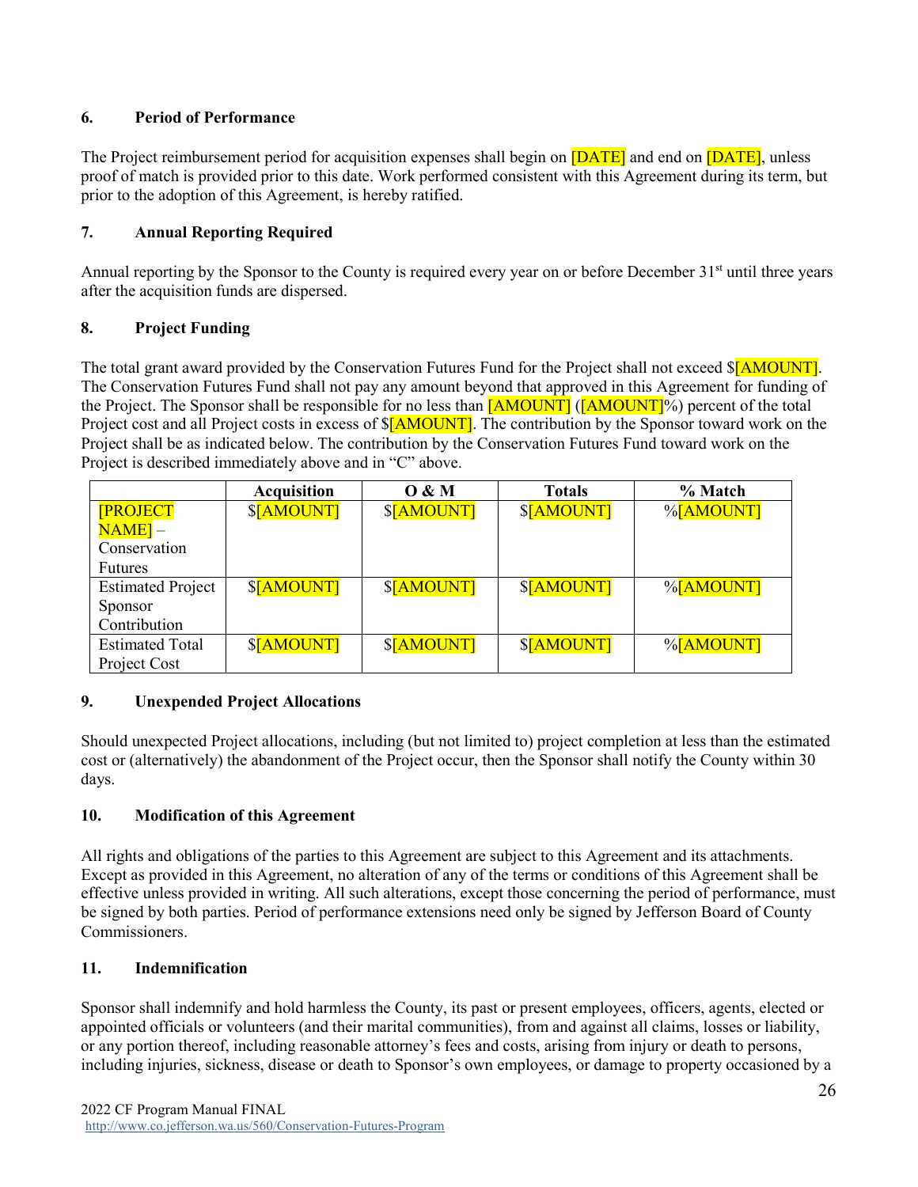### 6. Period of Performance

The Project reimbursement period for acquisition expenses shall begin on [DATE] and end on [DATE], unless proof of match is provided prior to this date. Work performed consistent with this Agreement during its term, but prior to the adoption of this Agreement, is hereby ratified.

### 7. Annual Reporting Required

Annual reporting by the Sponsor to the County is required every year on or before December 31st until three years after the acquisition funds are dispersed.

### 8. Project Funding

The total grant award provided by the Conservation Futures Fund for the Project shall not exceed $[AMOUNT]. The Conservation Futures Fund shall not pay any amount beyond that approved in this Agreement for funding of the Project. The Sponsor shall be responsible for no less than [AMOUNT] ([AMOUNT]%) percent of the total Project cost and all Project costs in excess of $[AMOUNT]. The contribution by the Sponsor toward work on the Project shall be as indicated below. The contribution by the Conservation Futures Fund toward work on the Project is described immediately above and in "C" above.

| | Acquisition | O & M | Totals | % Match |
|---|---|---|---|---|
| [PROJECT NAME] – Conservation Futures | $[AMOUNT] | $[AMOUNT] | $[AMOUNT] | %[AMOUNT] |
| Estimated Project Sponsor Contribution | $[AMOUNT] | $[AMOUNT] | $[AMOUNT] | %[AMOUNT] |
| Estimated Total Project Cost | $[AMOUNT] | $[AMOUNT] | $[AMOUNT] | %[AMOUNT] |

### 9. Unexpended Project Allocations

Should unexpected Project allocations, including (but not limited to) project completion at less than the estimated cost or (alternatively) the abandonment of the Project occur, then the Sponsor shall notify the County within 30 days.

### 10. Modification of this Agreement

All rights and obligations of the parties to this Agreement are subject to this Agreement and its attachments. Except as provided in this Agreement, no alteration of any of the terms or conditions of this Agreement shall be effective unless provided in writing. All such alterations, except those concerning the period of performance, must be signed by both parties. Period of performance extensions need only be signed by Jefferson Board of County Commissioners.

### 11. Indemnification

Sponsor shall indemnify and hold harmless the County, its past or present employees, officers, agents, elected or appointed officials or volunteers (and their marital communities), from and against all claims, losses or liability, or any portion thereof, including reasonable attorney's fees and costs, arising from injury or death to persons, including injuries, sickness, disease or death to Sponsor's own employees, or damage to property occasioned by a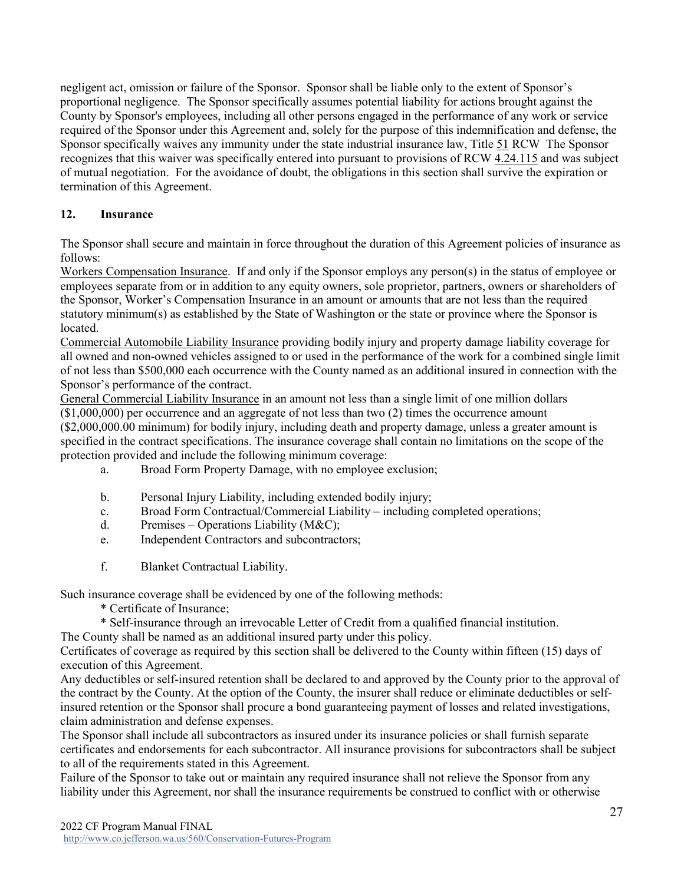negligent act, omission or failure of the Sponsor. Sponsor shall be liable only to the extent of Sponsor's proportional negligence. The Sponsor specifically assumes potential liability for actions brought against the County by Sponsor's employees, including all other persons engaged in the performance of any work or service required of the Sponsor under this Agreement and, solely for the purpose of this indemnification and defense, the Sponsor specifically waives any immunity under the state industrial insurance law, Title 51 RCW The Sponsor recognizes that this waiver was specifically entered into pursuant to provisions of RCW 4.24.115 and was subject of mutual negotiation. For the avoidance of doubt, the obligations in this section shall survive the expiration or termination of this Agreement.

## 12. Insurance

The Sponsor shall secure and maintain in force throughout the duration of this Agreement policies of insurance as follows:

Workers Compensation Insurance. If and only if the Sponsor employs any person(s) in the status of employee or employees separate from or in addition to any equity owners, sole proprietor, partners, owners or shareholders of the Sponsor, Worker's Compensation Insurance in an amount or amounts that are not less than the required statutory minimum(s) as established by the State of Washington or the state or province where the Sponsor is located.

Commercial Automobile Liability Insurance providing bodily injury and property damage liability coverage for all owned and non-owned vehicles assigned to or used in the performance of the work for a combined single limit of not less than $500,000 each occurrence with the County named as an additional insured in connection with the Sponsor's performance of the contract.

General Commercial Liability Insurance in an amount not less than a single limit of one million dollars ($1,000,000) per occurrence and an aggregate of not less than two (2) times the occurrence amount ($2,000,000.00 minimum) for bodily injury, including death and property damage, unless a greater amount is specified in the contract specifications. The insurance coverage shall contain no limitations on the scope of the protection provided and include the following minimum coverage:

a. Broad Form Property Damage, with no employee exclusion;

b. Personal Injury Liability, including extended bodily injury;

c. Broad Form Contractual/Commercial Liability – including completed operations;

d. Premises – Operations Liability (M&C);

e. Independent Contractors and subcontractors;

f. Blanket Contractual Liability.

Such insurance coverage shall be evidenced by one of the following methods:

* Certificate of Insurance;
* Self-insurance through an irrevocable Letter of Credit from a qualified financial institution.

The County shall be named as an additional insured party under this policy.

Certificates of coverage as required by this section shall be delivered to the County within fifteen (15) days of execution of this Agreement.

Any deductibles or self-insured retention shall be declared to and approved by the County prior to the approval of the contract by the County. At the option of the County, the insurer shall reduce or eliminate deductibles or self-insured retention or the Sponsor shall procure a bond guaranteeing payment of losses and related investigations, claim administration and defense expenses.

The Sponsor shall include all subcontractors as insured under its insurance policies or shall furnish separate certificates and endorsements for each subcontractor. All insurance provisions for subcontractors shall be subject to all of the requirements stated in this Agreement.

Failure of the Sponsor to take out or maintain any required insurance shall not relieve the Sponsor from any liability under this Agreement, nor shall the insurance requirements be construed to conflict with or otherwise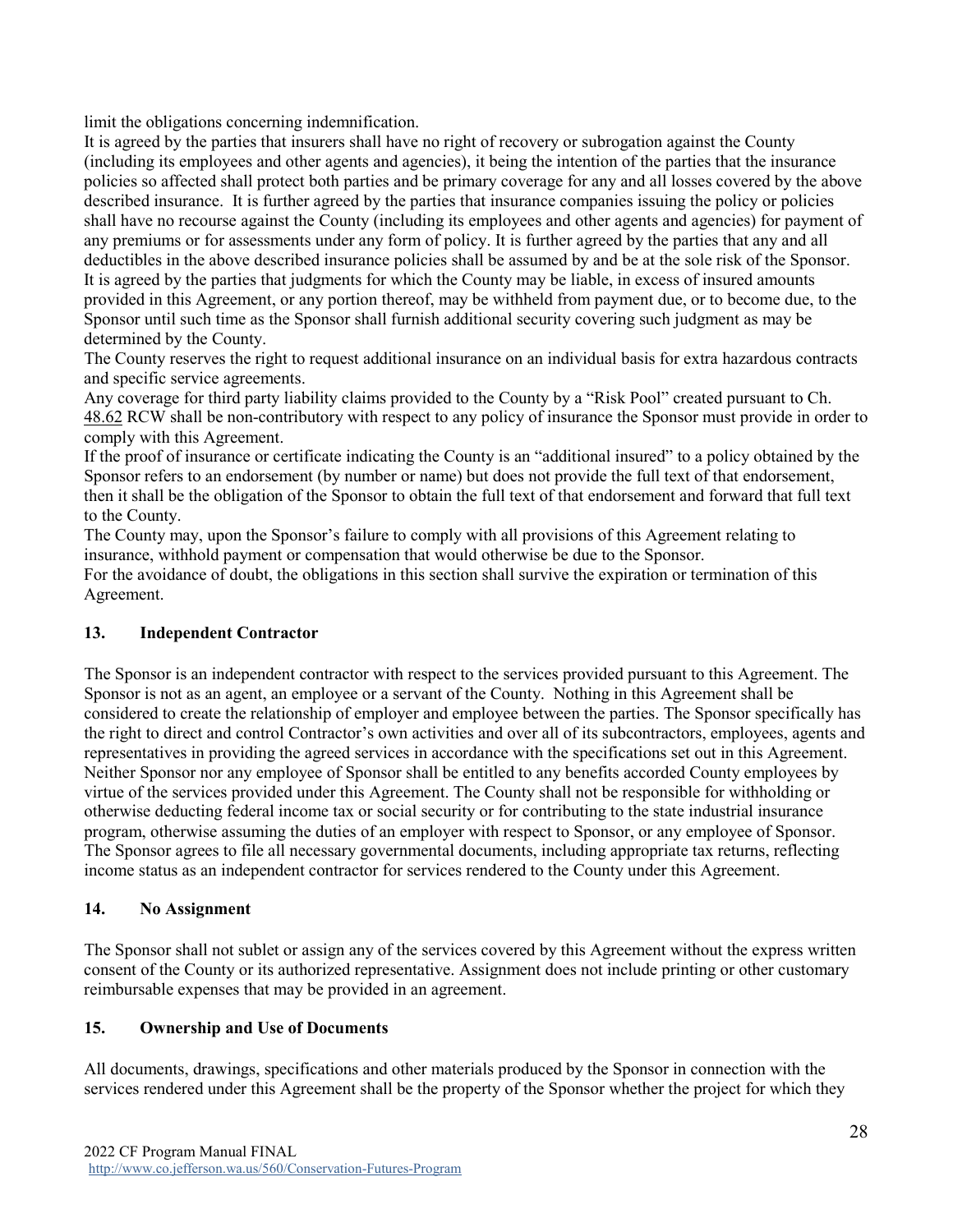limit the obligations concerning indemnification.

It is agreed by the parties that insurers shall have no right of recovery or subrogation against the County (including its employees and other agents and agencies), it being the intention of the parties that the insurance policies so affected shall protect both parties and be primary coverage for any and all losses covered by the above described insurance. It is further agreed by the parties that insurance companies issuing the policy or policies shall have no recourse against the County (including its employees and other agents and agencies) for payment of any premiums or for assessments under any form of policy. It is further agreed by the parties that any and all deductibles in the above described insurance policies shall be assumed by and be at the sole risk of the Sponsor.

It is agreed by the parties that judgments for which the County may be liable, in excess of insured amounts provided in this Agreement, or any portion thereof, may be withheld from payment due, or to become due, to the Sponsor until such time as the Sponsor shall furnish additional security covering such judgment as may be determined by the County.

The County reserves the right to request additional insurance on an individual basis for extra hazardous contracts and specific service agreements.

Any coverage for third party liability claims provided to the County by a "Risk Pool" created pursuant to Ch. 48.62 RCW shall be non-contributory with respect to any policy of insurance the Sponsor must provide in order to comply with this Agreement.

If the proof of insurance or certificate indicating the County is an "additional insured" to a policy obtained by the Sponsor refers to an endorsement (by number or name) but does not provide the full text of that endorsement, then it shall be the obligation of the Sponsor to obtain the full text of that endorsement and forward that full text to the County.

The County may, upon the Sponsor's failure to comply with all provisions of this Agreement relating to insurance, withhold payment or compensation that would otherwise be due to the Sponsor.

For the avoidance of doubt, the obligations in this section shall survive the expiration or termination of this Agreement.

## 13. Independent Contractor

The Sponsor is an independent contractor with respect to the services provided pursuant to this Agreement. The Sponsor is not as an agent, an employee or a servant of the County. Nothing in this Agreement shall be considered to create the relationship of employer and employee between the parties. The Sponsor specifically has the right to direct and control Contractor's own activities and over all of its subcontractors, employees, agents and representatives in providing the agreed services in accordance with the specifications set out in this Agreement. Neither Sponsor nor any employee of Sponsor shall be entitled to any benefits accorded County employees by virtue of the services provided under this Agreement. The County shall not be responsible for withholding or otherwise deducting federal income tax or social security or for contributing to the state industrial insurance program, otherwise assuming the duties of an employer with respect to Sponsor, or any employee of Sponsor. The Sponsor agrees to file all necessary governmental documents, including appropriate tax returns, reflecting income status as an independent contractor for services rendered to the County under this Agreement.

## 14. No Assignment

The Sponsor shall not sublet or assign any of the services covered by this Agreement without the express written consent of the County or its authorized representative. Assignment does not include printing or other customary reimbursable expenses that may be provided in an agreement.

## 15. Ownership and Use of Documents

All documents, drawings, specifications and other materials produced by the Sponsor in connection with the services rendered under this Agreement shall be the property of the Sponsor whether the project for which they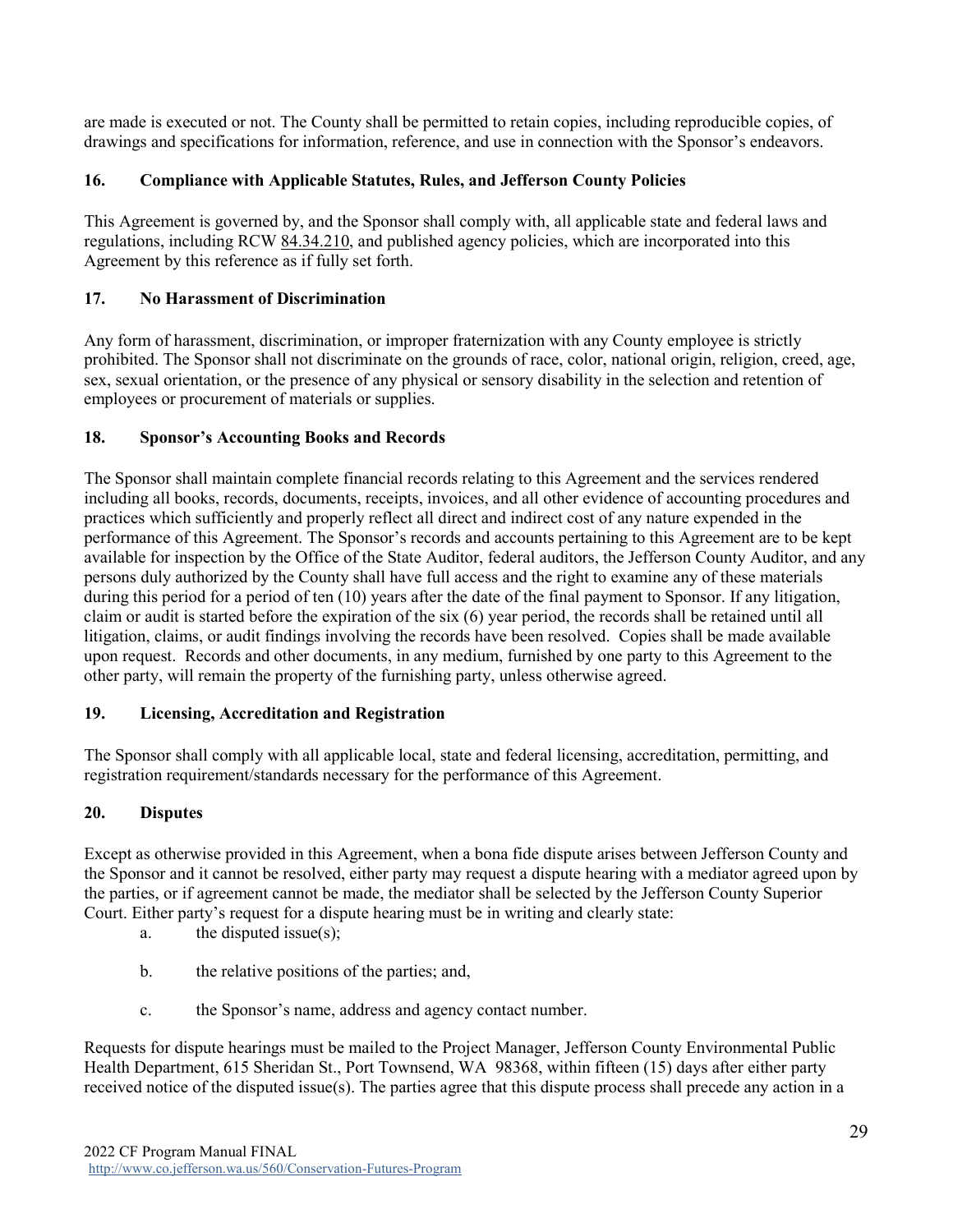are made is executed or not. The County shall be permitted to retain copies, including reproducible copies, of drawings and specifications for information, reference, and use in connection with the Sponsor's endeavors.

### 16. Compliance with Applicable Statutes, Rules, and Jefferson County Policies

This Agreement is governed by, and the Sponsor shall comply with, all applicable state and federal laws and regulations, including RCW 84.34.210, and published agency policies, which are incorporated into this Agreement by this reference as if fully set forth.

### 17. No Harassment of Discrimination

Any form of harassment, discrimination, or improper fraternization with any County employee is strictly prohibited. The Sponsor shall not discriminate on the grounds of race, color, national origin, religion, creed, age, sex, sexual orientation, or the presence of any physical or sensory disability in the selection and retention of employees or procurement of materials or supplies.

### 18. Sponsor's Accounting Books and Records

The Sponsor shall maintain complete financial records relating to this Agreement and the services rendered including all books, records, documents, receipts, invoices, and all other evidence of accounting procedures and practices which sufficiently and properly reflect all direct and indirect cost of any nature expended in the performance of this Agreement. The Sponsor's records and accounts pertaining to this Agreement are to be kept available for inspection by the Office of the State Auditor, federal auditors, the Jefferson County Auditor, and any persons duly authorized by the County shall have full access and the right to examine any of these materials during this period for a period of ten (10) years after the date of the final payment to Sponsor. If any litigation, claim or audit is started before the expiration of the six (6) year period, the records shall be retained until all litigation, claims, or audit findings involving the records have been resolved. Copies shall be made available upon request. Records and other documents, in any medium, furnished by one party to this Agreement to the other party, will remain the property of the furnishing party, unless otherwise agreed.

### 19. Licensing, Accreditation and Registration

The Sponsor shall comply with all applicable local, state and federal licensing, accreditation, permitting, and registration requirement/standards necessary for the performance of this Agreement.

### 20. Disputes

Except as otherwise provided in this Agreement, when a bona fide dispute arises between Jefferson County and the Sponsor and it cannot be resolved, either party may request a dispute hearing with a mediator agreed upon by the parties, or if agreement cannot be made, the mediator shall be selected by the Jefferson County Superior Court. Either party's request for a dispute hearing must be in writing and clearly state:

a. the disputed issue(s);

b. the relative positions of the parties; and,

c. the Sponsor's name, address and agency contact number.

Requests for dispute hearings must be mailed to the Project Manager, Jefferson County Environmental Public Health Department, 615 Sheridan St., Port Townsend, WA 98368, within fifteen (15) days after either party received notice of the disputed issue(s). The parties agree that this dispute process shall precede any action in a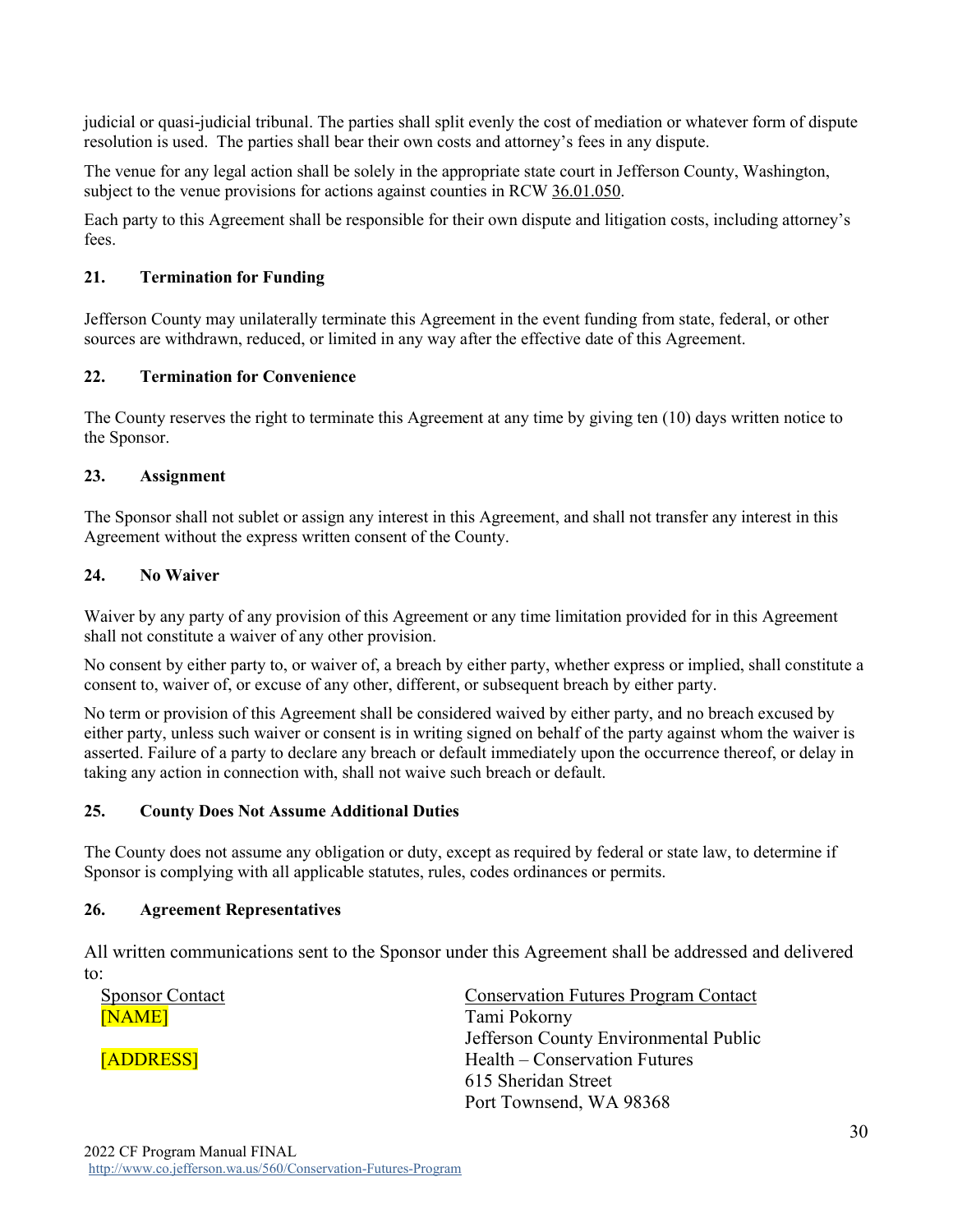judicial or quasi-judicial tribunal. The parties shall split evenly the cost of mediation or whatever form of dispute resolution is used. The parties shall bear their own costs and attorney's fees in any dispute.

The venue for any legal action shall be solely in the appropriate state court in Jefferson County, Washington, subject to the venue provisions for actions against counties in RCW 36.01.050.

Each party to this Agreement shall be responsible for their own dispute and litigation costs, including attorney's fees.

**21. Termination for Funding**

Jefferson County may unilaterally terminate this Agreement in the event funding from state, federal, or other sources are withdrawn, reduced, or limited in any way after the effective date of this Agreement.

**22. Termination for Convenience**

The County reserves the right to terminate this Agreement at any time by giving ten (10) days written notice to the Sponsor.

**23. Assignment**

The Sponsor shall not sublet or assign any interest in this Agreement, and shall not transfer any interest in this Agreement without the express written consent of the County.

**24. No Waiver**

Waiver by any party of any provision of this Agreement or any time limitation provided for in this Agreement shall not constitute a waiver of any other provision.

No consent by either party to, or waiver of, a breach by either party, whether express or implied, shall constitute a consent to, waiver of, or excuse of any other, different, or subsequent breach by either party.

No term or provision of this Agreement shall be considered waived by either party, and no breach excused by either party, unless such waiver or consent is in writing signed on behalf of the party against whom the waiver is asserted. Failure of a party to declare any breach or default immediately upon the occurrence thereof, or delay in taking any action in connection with, shall not waive such breach or default.

**25. County Does Not Assume Additional Duties**

The County does not assume any obligation or duty, except as required by federal or state law, to determine if Sponsor is complying with all applicable statutes, rules, codes ordinances or permits.

**26. Agreement Representatives**

All written communications sent to the Sponsor under this Agreement shall be addressed and delivered to:

Sponsor Contact
[NAME]

[ADDRESS]

Conservation Futures Program Contact
Tami Pokorny
Jefferson County Environmental Public Health – Conservation Futures
615 Sheridan Street
Port Townsend, WA 98368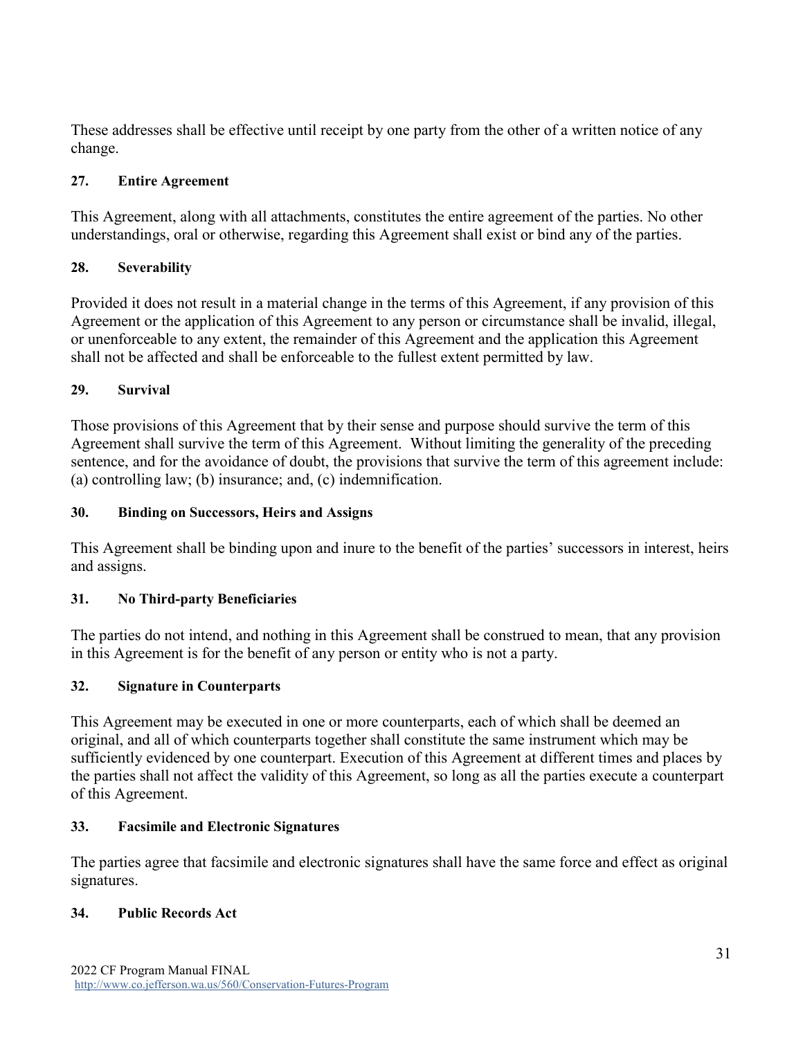These addresses shall be effective until receipt by one party from the other of a written notice of any change.

### 27. Entire Agreement

This Agreement, along with all attachments, constitutes the entire agreement of the parties. No other understandings, oral or otherwise, regarding this Agreement shall exist or bind any of the parties.

### 28. Severability

Provided it does not result in a material change in the terms of this Agreement, if any provision of this Agreement or the application of this Agreement to any person or circumstance shall be invalid, illegal, or unenforceable to any extent, the remainder of this Agreement and the application this Agreement shall not be affected and shall be enforceable to the fullest extent permitted by law.

### 29. Survival

Those provisions of this Agreement that by their sense and purpose should survive the term of this Agreement shall survive the term of this Agreement. Without limiting the generality of the preceding sentence, and for the avoidance of doubt, the provisions that survive the term of this agreement include: (a) controlling law; (b) insurance; and, (c) indemnification.

### 30. Binding on Successors, Heirs and Assigns

This Agreement shall be binding upon and inure to the benefit of the parties' successors in interest, heirs and assigns.

### 31. No Third-party Beneficiaries

The parties do not intend, and nothing in this Agreement shall be construed to mean, that any provision in this Agreement is for the benefit of any person or entity who is not a party.

### 32. Signature in Counterparts

This Agreement may be executed in one or more counterparts, each of which shall be deemed an original, and all of which counterparts together shall constitute the same instrument which may be sufficiently evidenced by one counterpart. Execution of this Agreement at different times and places by the parties shall not affect the validity of this Agreement, so long as all the parties execute a counterpart of this Agreement.

### 33. Facsimile and Electronic Signatures

The parties agree that facsimile and electronic signatures shall have the same force and effect as original signatures.

### 34. Public Records Act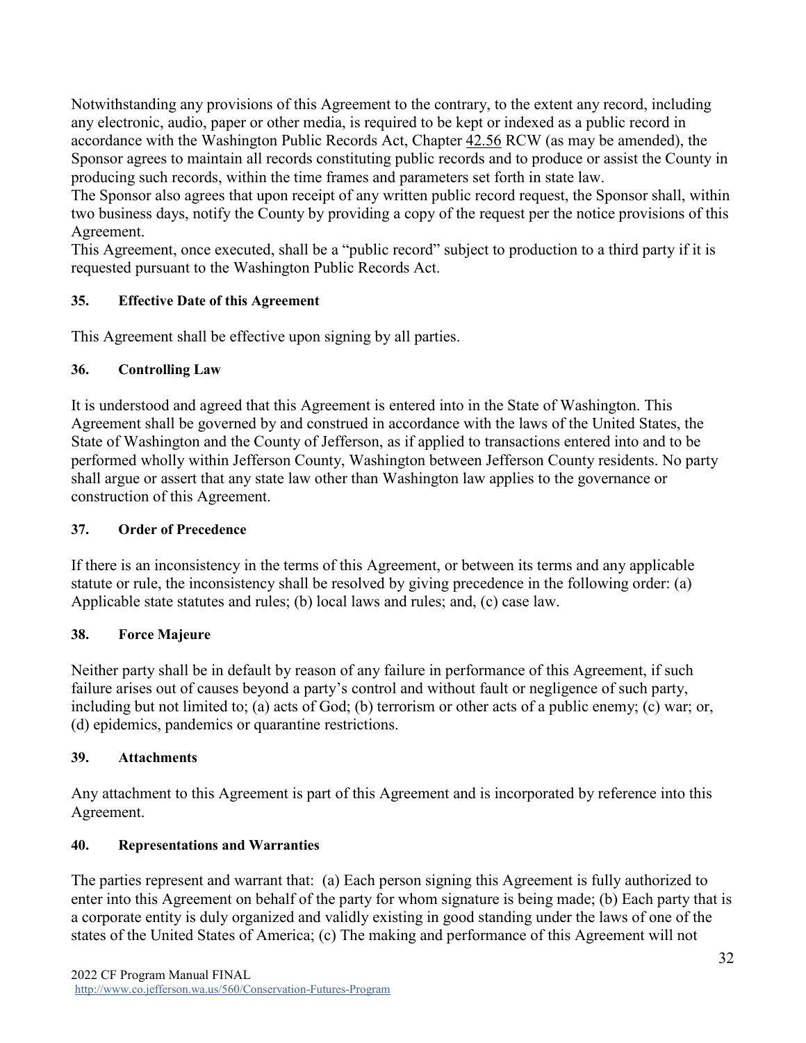Notwithstanding any provisions of this Agreement to the contrary, to the extent any record, including any electronic, audio, paper or other media, is required to be kept or indexed as a public record in accordance with the Washington Public Records Act, Chapter 42.56 RCW (as may be amended), the Sponsor agrees to maintain all records constituting public records and to produce or assist the County in producing such records, within the time frames and parameters set forth in state law.
The Sponsor also agrees that upon receipt of any written public record request, the Sponsor shall, within two business days, notify the County by providing a copy of the request per the notice provisions of this Agreement.
This Agreement, once executed, shall be a "public record" subject to production to a third party if it is requested pursuant to the Washington Public Records Act.

**35. Effective Date of this Agreement**

This Agreement shall be effective upon signing by all parties.

**36. Controlling Law**

It is understood and agreed that this Agreement is entered into in the State of Washington. This Agreement shall be governed by and construed in accordance with the laws of the United States, the State of Washington and the County of Jefferson, as if applied to transactions entered into and to be performed wholly within Jefferson County, Washington between Jefferson County residents. No party shall argue or assert that any state law other than Washington law applies to the governance or construction of this Agreement.

**37. Order of Precedence**

If there is an inconsistency in the terms of this Agreement, or between its terms and any applicable statute or rule, the inconsistency shall be resolved by giving precedence in the following order: (a) Applicable state statutes and rules; (b) local laws and rules; and, (c) case law.

**38. Force Majeure**

Neither party shall be in default by reason of any failure in performance of this Agreement, if such failure arises out of causes beyond a party's control and without fault or negligence of such party, including but not limited to; (a) acts of God; (b) terrorism or other acts of a public enemy; (c) war; or, (d) epidemics, pandemics or quarantine restrictions.

**39. Attachments**

Any attachment to this Agreement is part of this Agreement and is incorporated by reference into this Agreement.

**40. Representations and Warranties**

The parties represent and warrant that: (a) Each person signing this Agreement is fully authorized to enter into this Agreement on behalf of the party for whom signature is being made; (b) Each party that is a corporate entity is duly organized and validly existing in good standing under the laws of one of the states of the United States of America; (c) The making and performance of this Agreement will not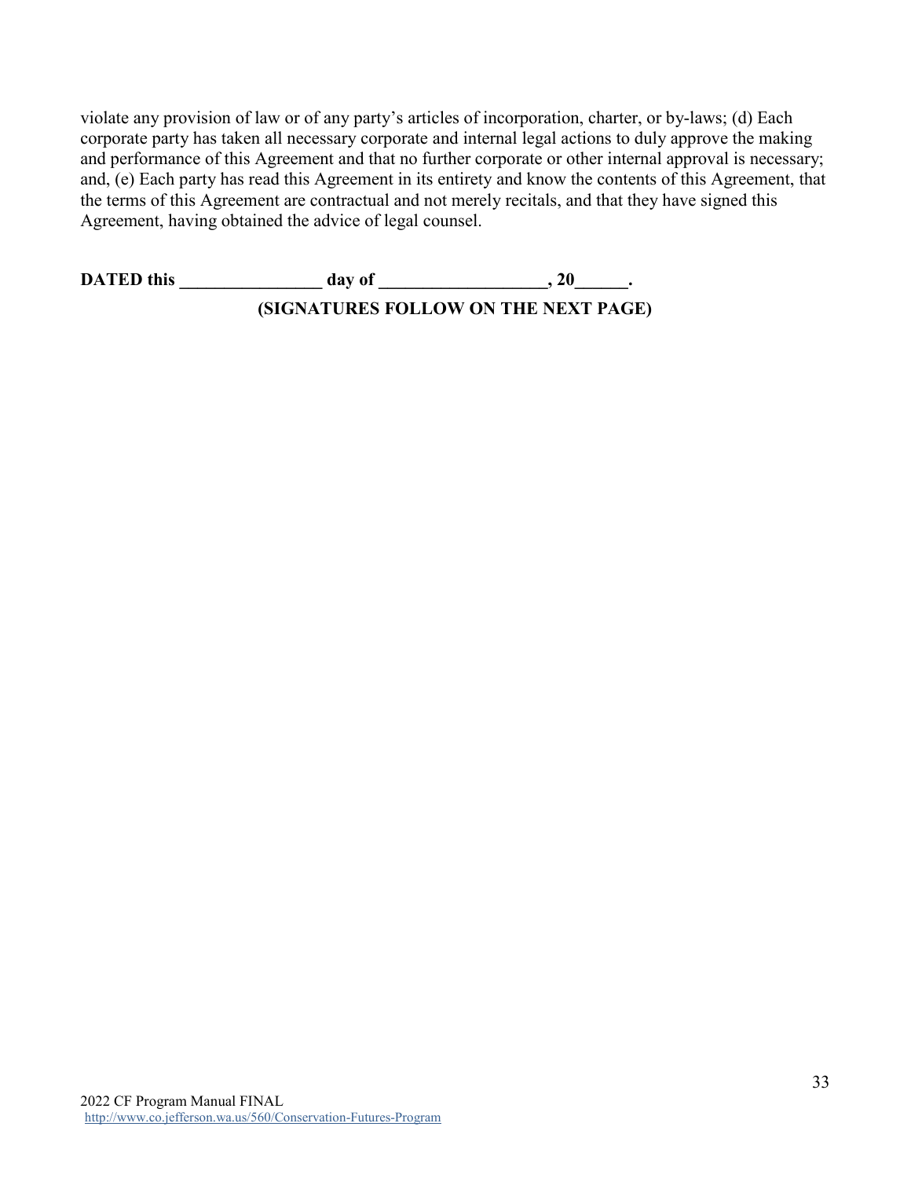violate any provision of law or of any party's articles of incorporation, charter, or by-laws; (d) Each corporate party has taken all necessary corporate and internal legal actions to duly approve the making and performance of this Agreement and that no further corporate or other internal approval is necessary; and, (e) Each party has read this Agreement in its entirety and know the contents of this Agreement, that the terms of this Agreement are contractual and not merely recitals, and that they have signed this Agreement, having obtained the advice of legal counsel.

**DATED this ________________ day of ___________________, 20______.**

**(SIGNATURES FOLLOW ON THE NEXT PAGE)**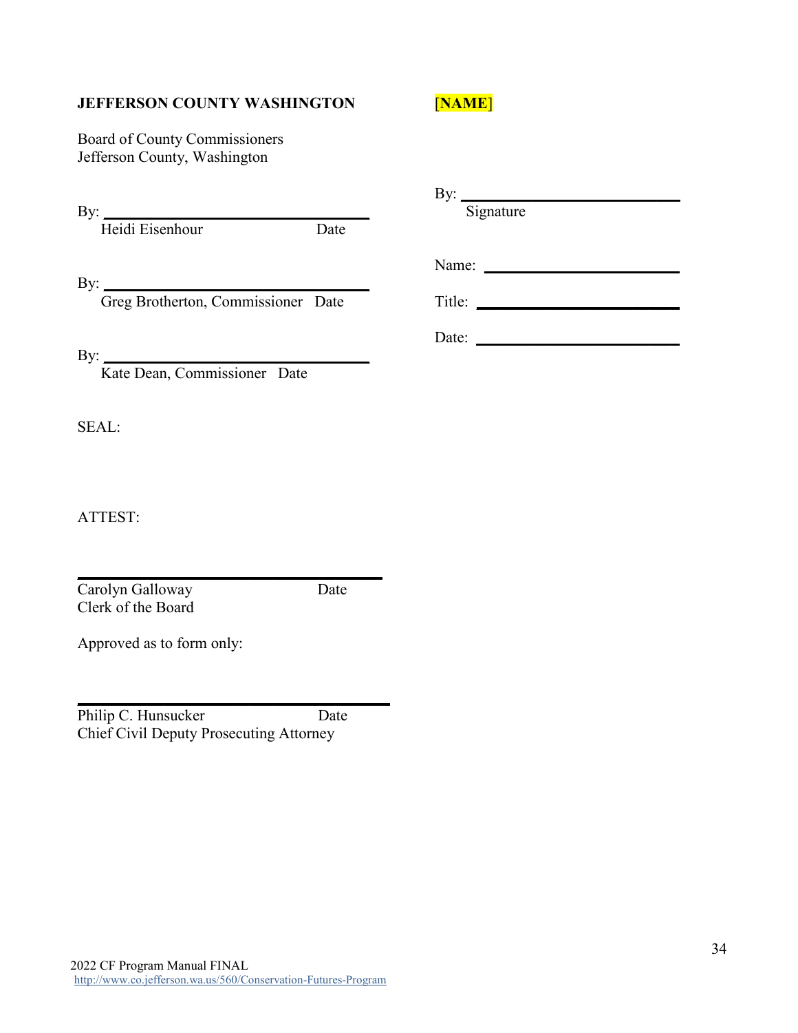**JEFFERSON COUNTY WASHINGTON**

Board of County Commissioners
Jefferson County, Washington

By: ______________________________
Heidi Eisenhour Date

By: ______________________________
Greg Brotherton, Commissioner Date

By: ______________________________
Kate Dean, Commissioner Date

SEAL:

ATTEST:

______________________________
Carolyn Galloway Date
Clerk of the Board

Approved as to form only:

______________________________
Philip C. Hunsucker Date
Chief Civil Deputy Prosecuting Attorney

**[NAME]**

By: ______________________________
Signature

Name: ______________________________

Title: ______________________________

Date: ______________________________

2022 CF Program Manual FINAL
http://www.co.jefferson.wa.us/560/Conservation-Futures-Program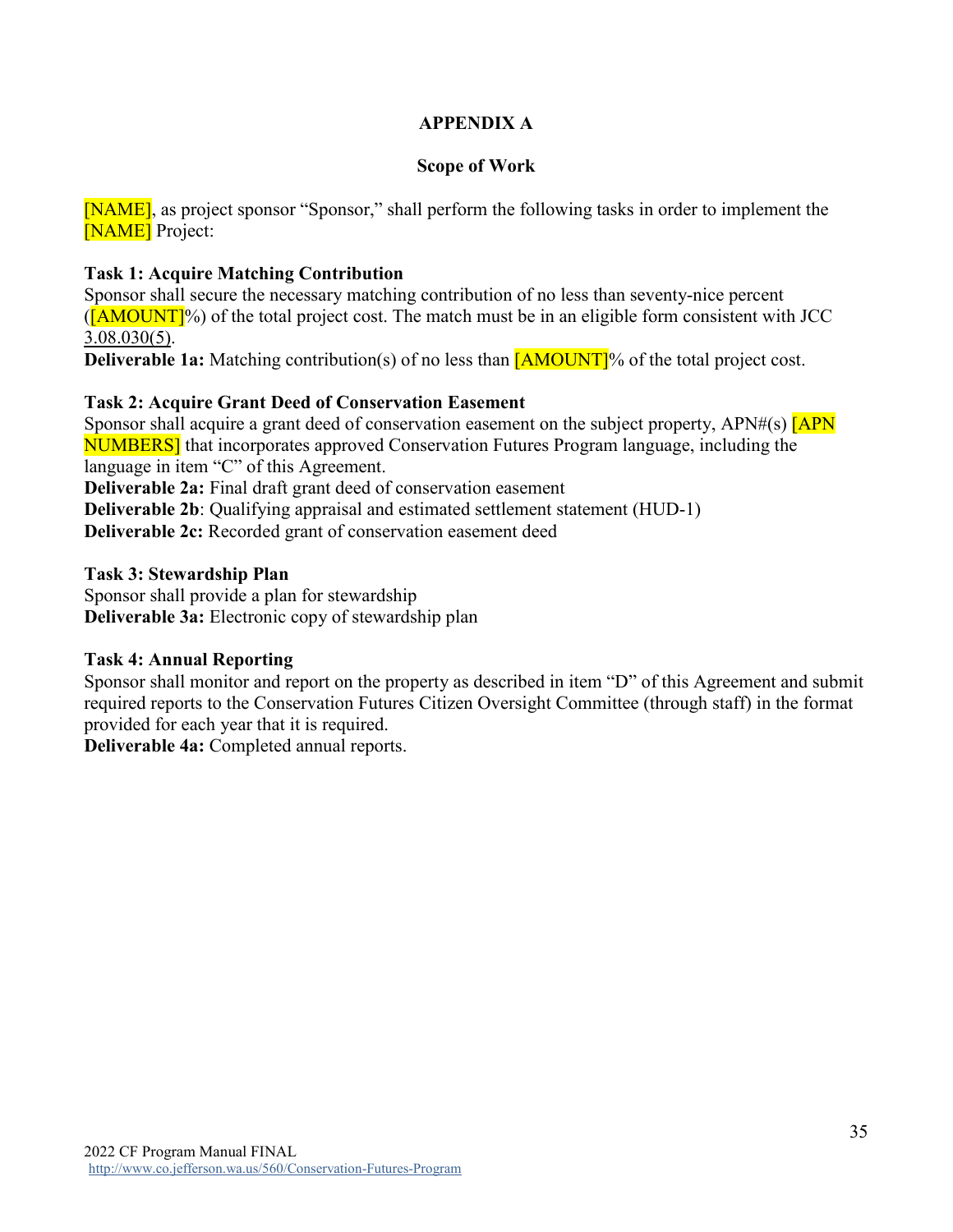# APPENDIX A

## Scope of Work

[NAME], as project sponsor "Sponsor," shall perform the following tasks in order to implement the [NAME] Project:

**Task 1: Acquire Matching Contribution**
Sponsor shall secure the necessary matching contribution of no less than seventy-nice percent ([AMOUNT]%) of the total project cost. The match must be in an eligible form consistent with JCC 3.08.030(5).
**Deliverable 1a:** Matching contribution(s) of no less than [AMOUNT]% of the total project cost.

**Task 2: Acquire Grant Deed of Conservation Easement**
Sponsor shall acquire a grant deed of conservation easement on the subject property, APN#(s) [APN NUMBERS] that incorporates approved Conservation Futures Program language, including the language in item "C" of this Agreement.
**Deliverable 2a:** Final draft grant deed of conservation easement
**Deliverable 2b**: Qualifying appraisal and estimated settlement statement (HUD-1)
**Deliverable 2c:** Recorded grant of conservation easement deed

**Task 3: Stewardship Plan**
Sponsor shall provide a plan for stewardship
**Deliverable 3a:** Electronic copy of stewardship plan

**Task 4: Annual Reporting**
Sponsor shall monitor and report on the property as described in item "D" of this Agreement and submit required reports to the Conservation Futures Citizen Oversight Committee (through staff) in the format provided for each year that it is required.
**Deliverable 4a:** Completed annual reports.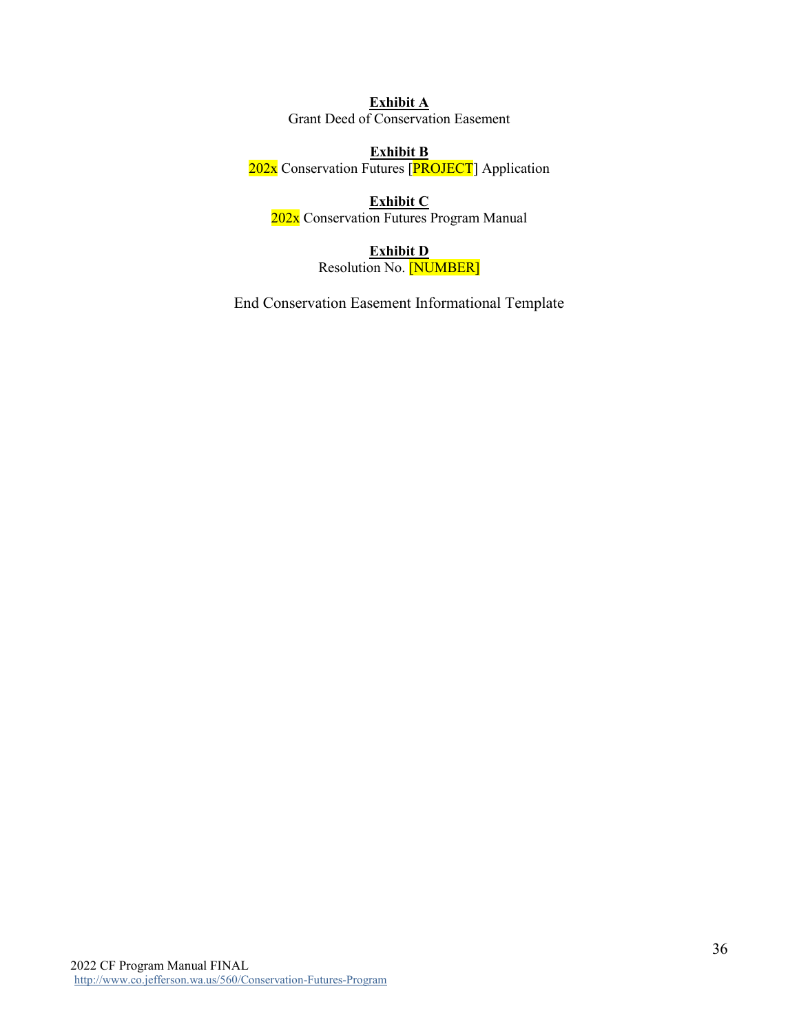**Exhibit A**
Grant Deed of Conservation Easement

**Exhibit B**
202x Conservation Futures [PROJECT] Application

**Exhibit C**
202x Conservation Futures Program Manual

**Exhibit D**
Resolution No. [NUMBER]

End Conservation Easement Informational Template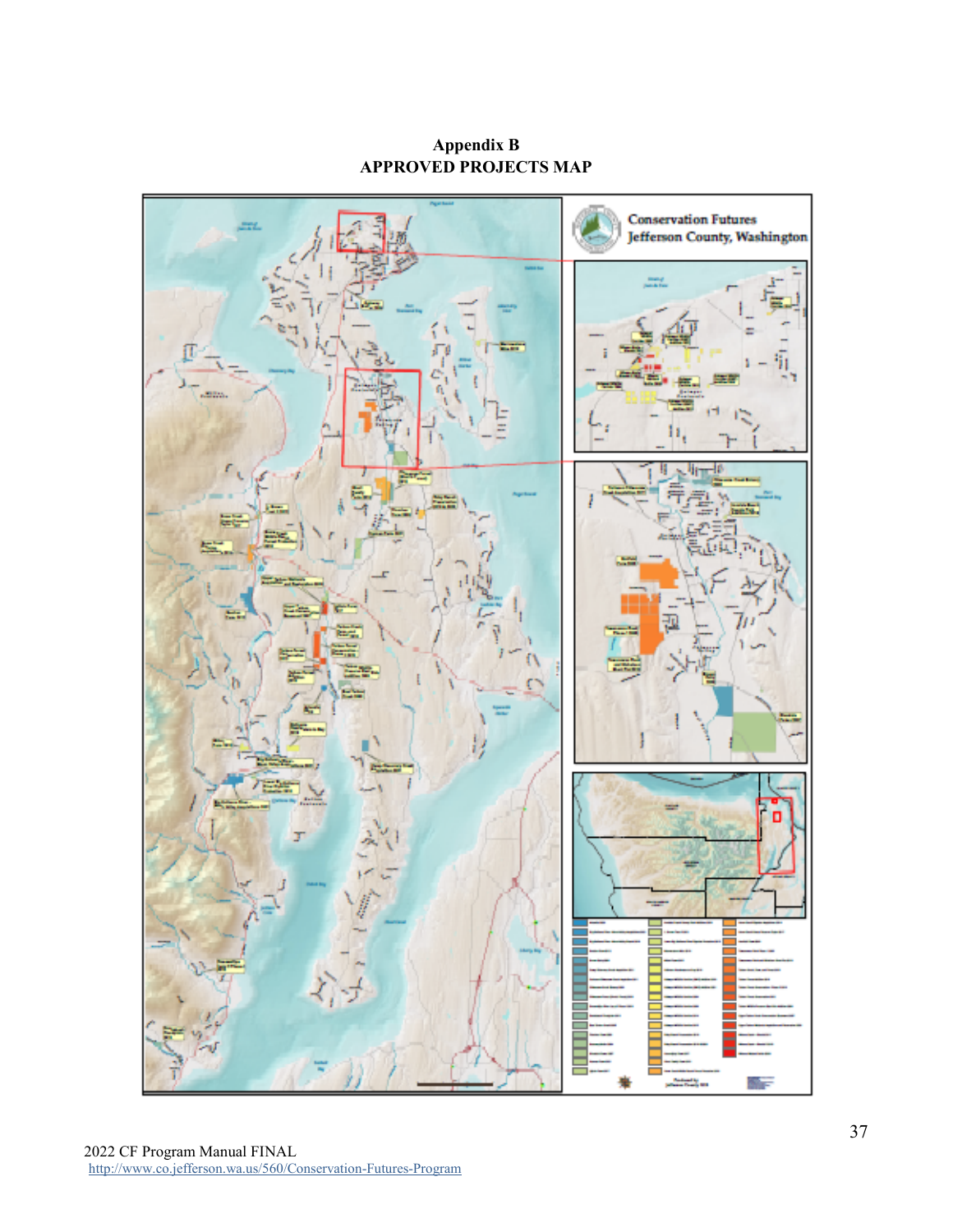# Appendix B
## APPROVED PROJECTS MAP

Conservation Futures
Jefferson County, Washington

2022 CF Program Manual FINAL
http://www.co.jefferson.wa.us/560/Conservation-Futures-Program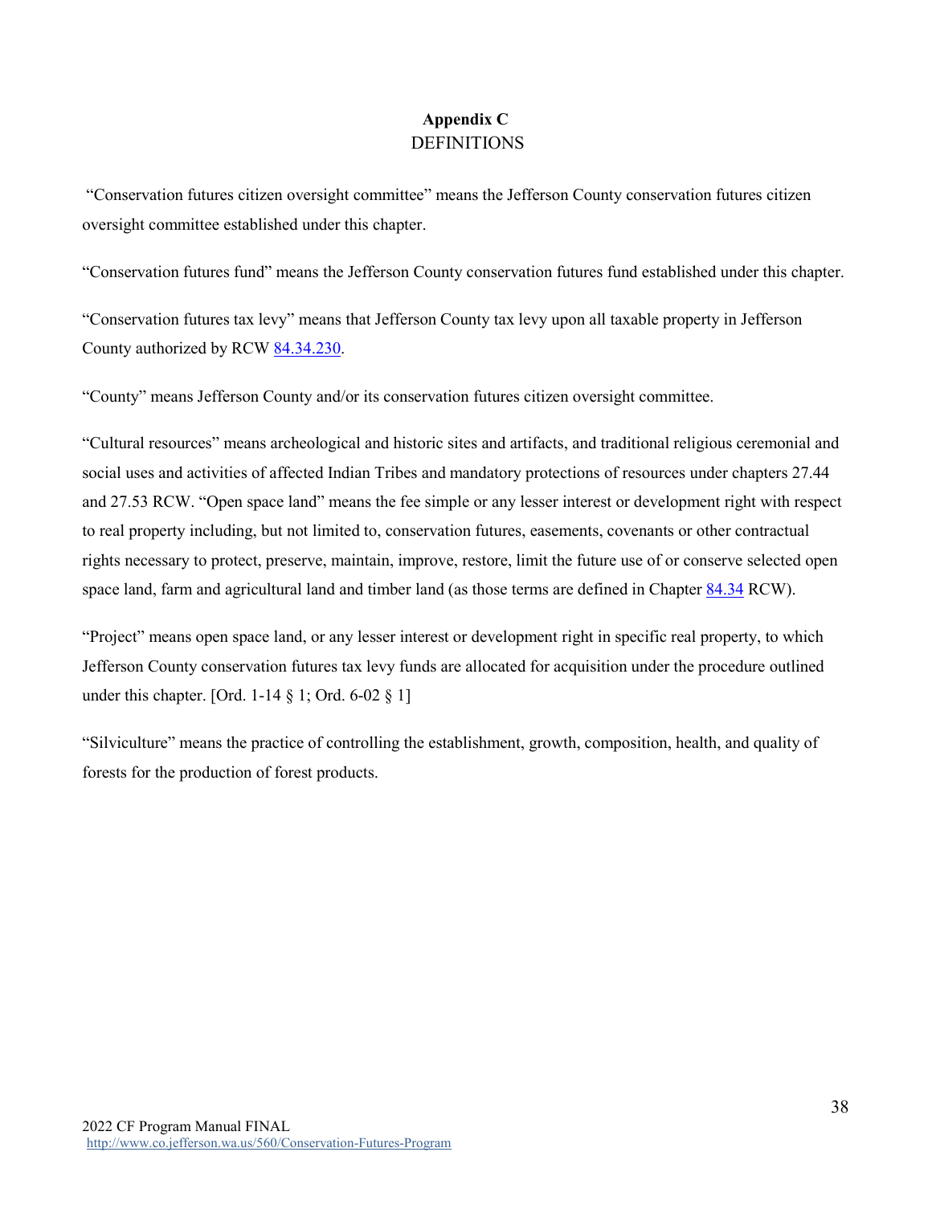# Appendix C

## DEFINITIONS

"Conservation futures citizen oversight committee" means the Jefferson County conservation futures citizen oversight committee established under this chapter.

"Conservation futures fund" means the Jefferson County conservation futures fund established under this chapter.

"Conservation futures tax levy" means that Jefferson County tax levy upon all taxable property in Jefferson County authorized by RCW 84.34.230.

"County" means Jefferson County and/or its conservation futures citizen oversight committee.

"Cultural resources" means archeological and historic sites and artifacts, and traditional religious ceremonial and social uses and activities of affected Indian Tribes and mandatory protections of resources under chapters 27.44 and 27.53 RCW. "Open space land" means the fee simple or any lesser interest or development right with respect to real property including, but not limited to, conservation futures, easements, covenants or other contractual rights necessary to protect, preserve, maintain, improve, restore, limit the future use of or conserve selected open space land, farm and agricultural land and timber land (as those terms are defined in Chapter 84.34 RCW).

"Project" means open space land, or any lesser interest or development right in specific real property, to which Jefferson County conservation futures tax levy funds are allocated for acquisition under the procedure outlined under this chapter. [Ord. 1-14 § 1; Ord. 6-02 § 1]

"Silviculture" means the practice of controlling the establishment, growth, composition, health, and quality of forests for the production of forest products.